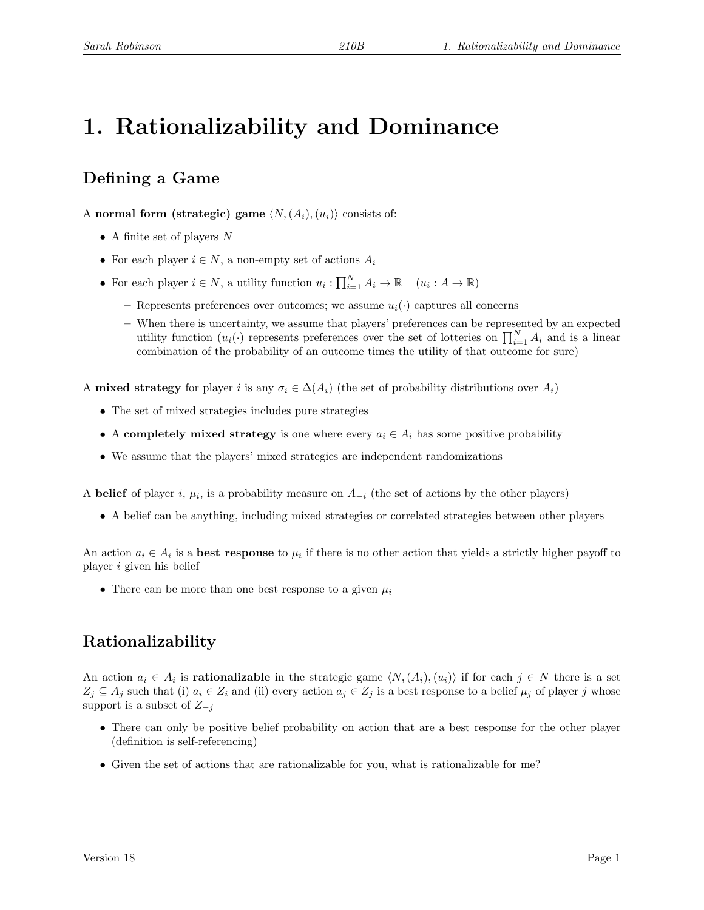# 1. Rationalizability and Dominance

## Defining a Game

A **normal form (strategic) game** $\langle N, (A_i), (u_i) \rangle$ consists of:

- A finite set of players $N$
- For each player $i \in N$, a non-empty set of actions $A_i$
- For each player $i \in N$, a utility function $u_i : \prod_{i=1}^{N} A_i \to \mathbb{R} \quad (u_i : A \to \mathbb{R})$
  - Represents preferences over outcomes; we assume $u_i(\cdot)$ captures all concerns
  - When there is uncertainty, we assume that players' preferences can be represented by an expected utility function ($u_i(\cdot)$ represents preferences over the set of lotteries on $\prod_{i=1}^{N} A_i$ and is a linear combination of the probability of an outcome times the utility of that outcome for sure)

A **mixed strategy** for player $i$ is any $\sigma_i \in \Delta(A_i)$ (the set of probability distributions over $A_i$)

- The set of mixed strategies includes pure strategies
- A **completely mixed strategy** is one where every $a_i \in A_i$ has some positive probability
- We assume that the players' mixed strategies are independent randomizations

A **belief** of player $i$, $\mu_i$, is a probability measure on $A_{-i}$ (the set of actions by the other players)

- A belief can be anything, including mixed strategies or correlated strategies between other players

An action $a_i \in A_i$ is a **best response** to $\mu_i$ if there is no other action that yields a strictly higher payoff to player $i$ given his belief

- There can be more than one best response to a given $\mu_i$

## Rationalizability

An action $a_i \in A_i$ is **rationalizable** in the strategic game $\langle N, (A_i), (u_i) \rangle$ if for each $j \in N$ there is a set $Z_j \subseteq A_j$ such that (i) $a_i \in Z_i$ and (ii) every action $a_j \in Z_j$ is a best response to a belief $\mu_j$ of player $j$ whose support is a subset of $Z_{-j}$

- There can only be positive belief probability on action that are a best response for the other player (definition is self-referencing)
- Given the set of actions that are rationalizable for you, what is rationalizable for me?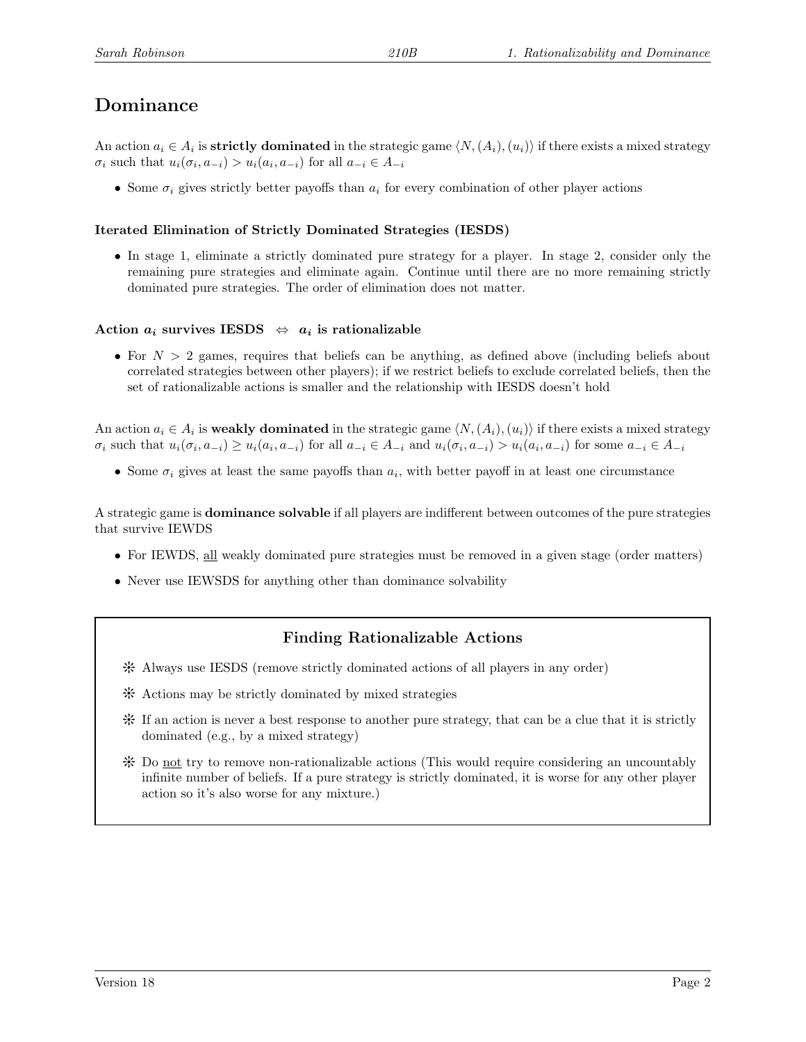# Dominance

An action $a_i \in A_i$ is **strictly dominated** in the strategic game $\langle N, (A_i), (u_i) \rangle$ if there exists a mixed strategy $\sigma_i$ such that $u_i(\sigma_i, a_{-i}) > u_i(a_i, a_{-i})$ for all $a_{-i} \in A_{-i}$

- Some $\sigma_i$ gives strictly better payoffs than $a_i$ for every combination of other player actions

### Iterated Elimination of Strictly Dominated Strategies (IESDS)

- In stage 1, eliminate a strictly dominated pure strategy for a player. In stage 2, consider only the remaining pure strategies and eliminate again. Continue until there are no more remaining strictly dominated pure strategies. The order of elimination does not matter.

### Action $a_i$ survives IESDS $\Leftrightarrow$ $a_i$ is rationalizable

- For $N > 2$ games, requires that beliefs can be anything, as defined above (including beliefs about correlated strategies between other players); if we restrict beliefs to exclude correlated beliefs, then the set of rationalizable actions is smaller and the relationship with IESDS doesn't hold

An action $a_i \in A_i$ is **weakly dominated** in the strategic game $\langle N, (A_i), (u_i) \rangle$ if there exists a mixed strategy $\sigma_i$ such that $u_i(\sigma_i, a_{-i}) \geq u_i(a_i, a_{-i})$ for all $a_{-i} \in A_{-i}$ and $u_i(\sigma_i, a_{-i}) > u_i(a_i, a_{-i})$ for some $a_{-i} \in A_{-i}$

- Some $\sigma_i$ gives at least the same payoffs than $a_i$, with better payoff in at least one circumstance

A strategic game is **dominance solvable** if all players are indifferent between outcomes of the pure strategies that survive IEWDS

- For IEWDS, all weakly dominated pure strategies must be removed in a given stage (order matters)
- Never use IEWSDS for anything other than dominance solvability

## Finding Rationalizable Actions

- Always use IESDS (remove strictly dominated actions of all players in any order)
- Actions may be strictly dominated by mixed strategies
- If an action is never a best response to another pure strategy, that can be a clue that it is strictly dominated (e.g., by a mixed strategy)
- Do not try to remove non-rationalizable actions (This would require considering an uncountably infinite number of beliefs. If a pure strategy is strictly dominated, it is worse for any other player action so it's also worse for any mixture.)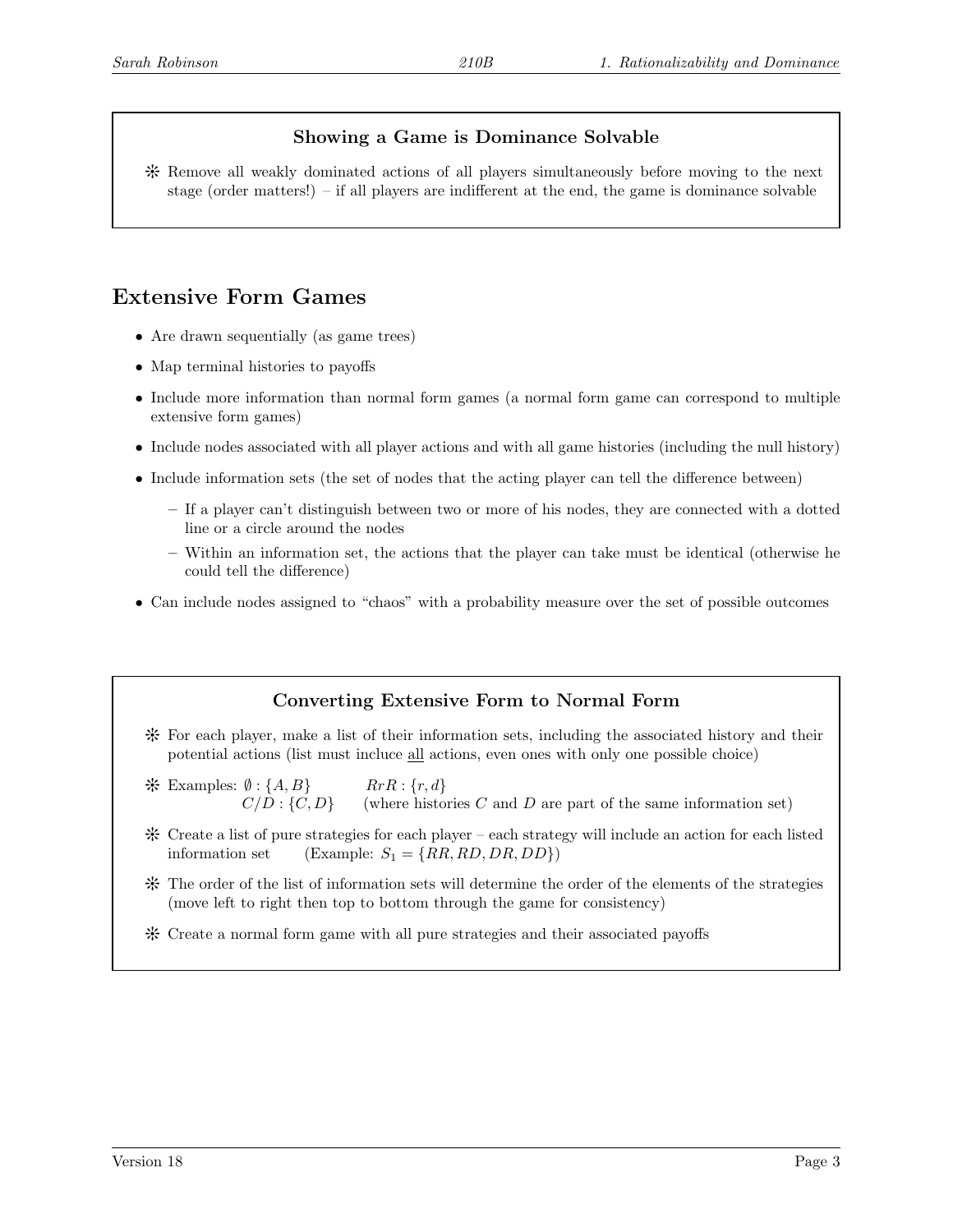### Showing a Game is Dominance Solvable

❊ Remove all weakly dominated actions of all players simultaneously before moving to the next stage (order matters!) – if all players are indifferent at the end, the game is dominance solvable

## Extensive Form Games

- Are drawn sequentially (as game trees)
- Map terminal histories to payoffs
- Include more information than normal form games (a normal form game can correspond to multiple extensive form games)
- Include nodes associated with all player actions and with all game histories (including the null history)
- Include information sets (the set of nodes that the acting player can tell the difference between)
  - If a player can't distinguish between two or more of his nodes, they are connected with a dotted line or a circle around the nodes
  - Within an information set, the actions that the player can take must be identical (otherwise he could tell the difference)
- Can include nodes assigned to "chaos" with a probability measure over the set of possible outcomes

### Converting Extensive Form to Normal Form

❊ For each player, make a list of their information sets, including the associated history and their potential actions (list must incluce <u>all</u> actions, even ones with only one possible choice)

❊ Examples: $\emptyset : \{A, B\}$ $\quad$ $RrR : \{r, d\}$
$\quad$ $C/D : \{C, D\}$ $\quad$ (where histories $C$ and $D$ are part of the same information set)

❊ Create a list of pure strategies for each player – each strategy will include an action for each listed information set $\quad$ (Example: $S_1 = \{RR, RD, DR, DD\}$)

❊ The order of the list of information sets will determine the order of the elements of the strategies (move left to right then top to bottom through the game for consistency)

❊ Create a normal form game with all pure strategies and their associated payoffs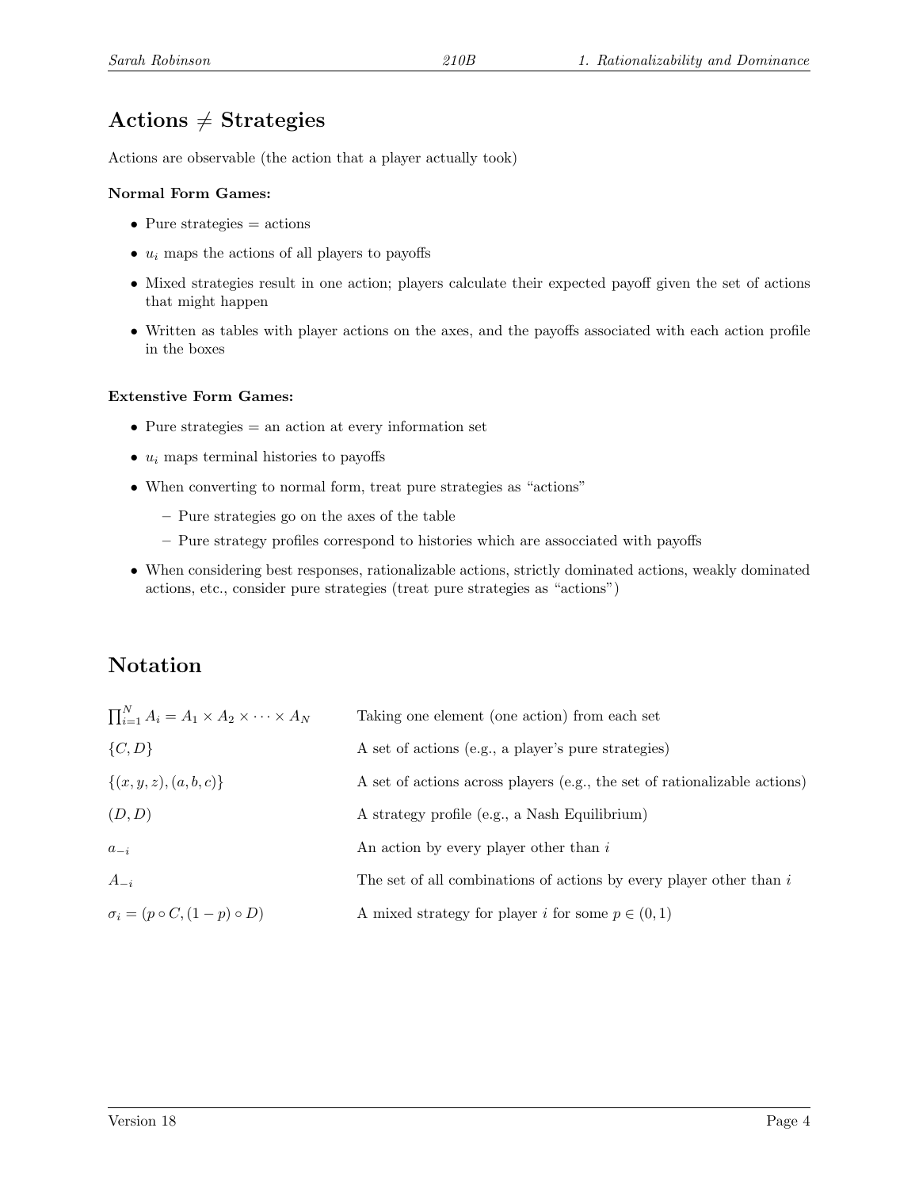## Actions $\neq$ Strategies

Actions are observable (the action that a player actually took)

**Normal Form Games:**

- Pure strategies = actions
- $u_i$ maps the actions of all players to payoffs
- Mixed strategies result in one action; players calculate their expected payoff given the set of actions that might happen
- Written as tables with player actions on the axes, and the payoffs associated with each action profile in the boxes

**Extenstive Form Games:**

- Pure strategies = an action at every information set
- $u_i$ maps terminal histories to payoffs
- When converting to normal form, treat pure strategies as "actions"
  - Pure strategies go on the axes of the table
  - Pure strategy profiles correspond to histories which are assocciated with payoffs
- When considering best responses, rationalizable actions, strictly dominated actions, weakly dominated actions, etc., consider pure strategies (treat pure strategies as "actions")

## Notation

| | |
|---|---|
| $\prod_{i=1}^{N} A_i = A_1 \times A_2 \times \cdots \times A_N$ | Taking one element (one action) from each set |
| $\{C, D\}$ | A set of actions (e.g., a player's pure strategies) |
| $\{(x, y, z), (a, b, c)\}$ | A set of actions across players (e.g., the set of rationalizable actions) |
| $(D, D)$ | A strategy profile (e.g., a Nash Equilibrium) |
| $a_{-i}$ | An action by every player other than $i$ |
| $A_{-i}$ | The set of all combinations of actions by every player other than $i$ |
| $\sigma_i = (p \circ C, (1-p) \circ D)$ | A mixed strategy for player $i$ for some $p \in (0, 1)$ |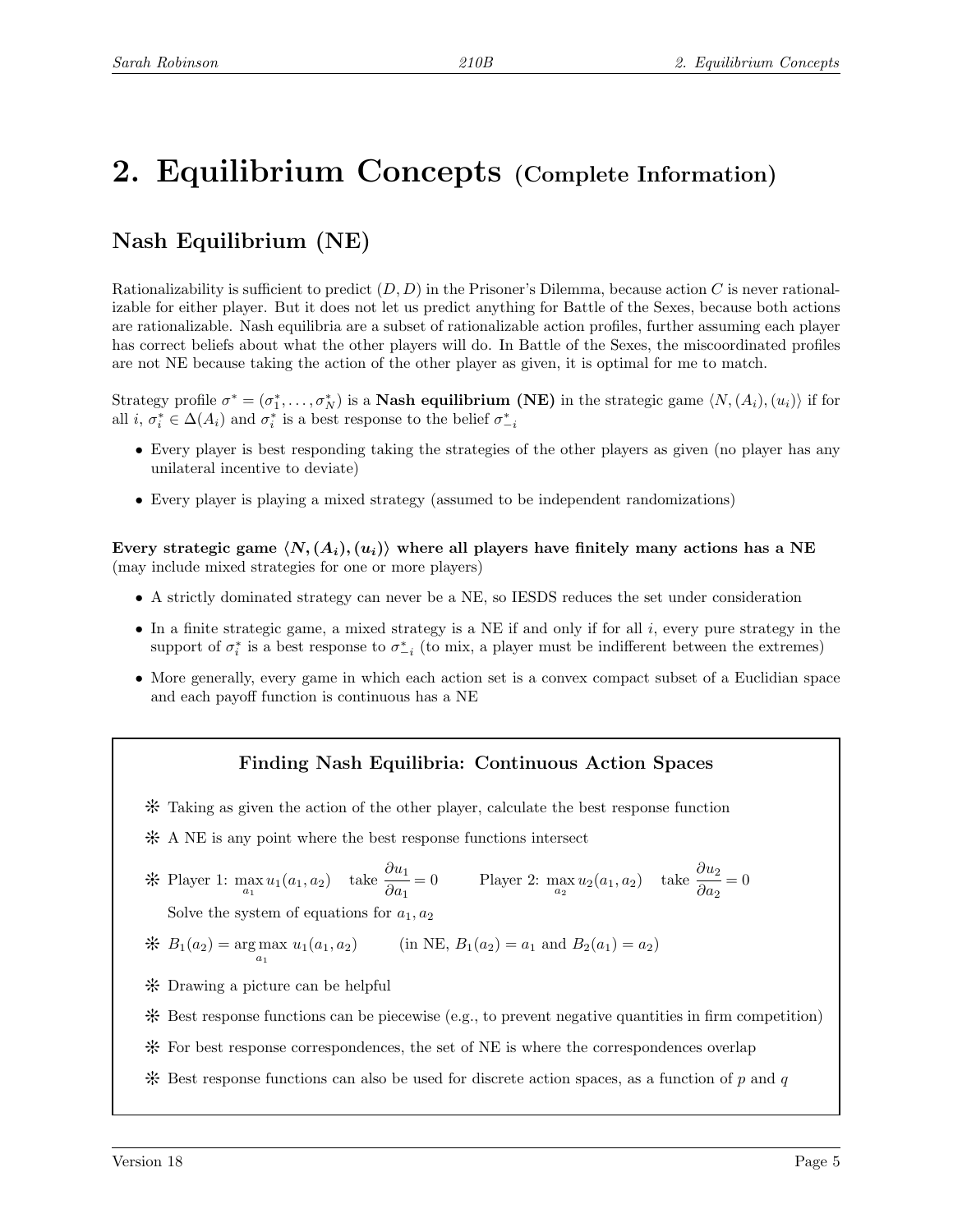# 2. Equilibrium Concepts (Complete Information)

## Nash Equilibrium (NE)

Rationalizability is sufficient to predict $(D, D)$ in the Prisoner's Dilemma, because action $C$ is never rationalizable for either player. But it does not let us predict anything for Battle of the Sexes, because both actions are rationalizable. Nash equilibria are a subset of rationalizable action profiles, further assuming each player has correct beliefs about what the other players will do. In Battle of the Sexes, the miscoordinated profiles are not NE because taking the action of the other player as given, it is optimal for me to match.

Strategy profile $\sigma^* = (\sigma_1^*, \ldots, \sigma_N^*)$ is a **Nash equilibrium (NE)** in the strategic game $\langle N, (A_i), (u_i) \rangle$ if for all $i$, $\sigma_i^* \in \Delta(A_i)$ and $\sigma_i^*$ is a best response to the belief $\sigma_{-i}^*$

- Every player is best responding taking the strategies of the other players as given (no player has any unilateral incentive to deviate)
- Every player is playing a mixed strategy (assumed to be independent randomizations)

**Every strategic game $\langle N, (A_i), (u_i) \rangle$ where all players have finitely many actions has a NE** (may include mixed strategies for one or more players)

- A strictly dominated strategy can never be a NE, so IESDS reduces the set under consideration
- In a finite strategic game, a mixed strategy is a NE if and only if for all $i$, every pure strategy in the support of $\sigma_i^*$ is a best response to $\sigma_{-i}^*$ (to mix, a player must be indifferent between the extremes)
- More generally, every game in which each action set is a convex compact subset of a Euclidian space and each payoff function is continuous has a NE

### Finding Nash Equilibria: Continuous Action Spaces

- Taking as given the action of the other player, calculate the best response function
- A NE is any point where the best response functions intersect
- Player 1: $\max_{a_1} u_1(a_1, a_2)$ take $\dfrac{\partial u_1}{\partial a_1} = 0$ Player 2: $\max_{a_2} u_2(a_1, a_2)$ take $\dfrac{\partial u_2}{\partial a_2} = 0$

  Solve the system of equations for $a_1, a_2$
- $B_1(a_2) = \arg\max_{a_1} u_1(a_1, a_2)$ (in NE, $B_1(a_2) = a_1$ and $B_2(a_1) = a_2$)
- Drawing a picture can be helpful
- Best response functions can be piecewise (e.g., to prevent negative quantities in firm competition)
- For best response correspondences, the set of NE is where the correspondences overlap
- Best response functions can also be used for discrete action spaces, as a function of $p$ and $q$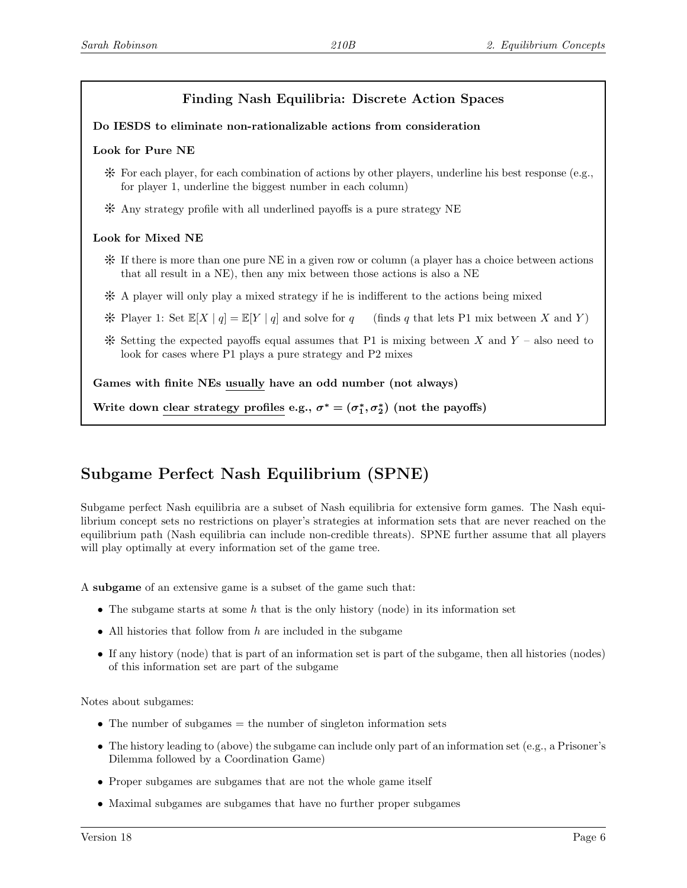### Finding Nash Equilibria: Discrete Action Spaces

**Do IESDS to eliminate non-rationalizable actions from consideration**

**Look for Pure NE**

- ❊ For each player, for each combination of actions by other players, underline his best response (e.g., for player 1, underline the biggest number in each column)
- ❊ Any strategy profile with all underlined payoffs is a pure strategy NE

**Look for Mixed NE**

- ❊ If there is more than one pure NE in a given row or column (a player has a choice between actions that all result in a NE), then any mix between those actions is also a NE
- ❊ A player will only play a mixed strategy if he is indifferent to the actions being mixed
- ❊ Player 1: Set $\mathbb{E}[X \mid q] = \mathbb{E}[Y \mid q]$ and solve for $q$ (finds $q$ that lets P1 mix between $X$ and $Y$)
- ❊ Setting the expected payoffs equal assumes that P1 is mixing between $X$ and $Y$ – also need to look for cases where P1 plays a pure strategy and P2 mixes

**Games with finite NEs <u>usually</u> have an odd number (not always)**

**Write down <u>clear strategy profiles</u> e.g., $\boldsymbol{\sigma^* = (\sigma_1^*, \sigma_2^*)}$ (not the payoffs)**

## Subgame Perfect Nash Equilibrium (SPNE)

Subgame perfect Nash equilibria are a subset of Nash equilibria for extensive form games. The Nash equilibrium concept sets no restrictions on player's strategies at information sets that are never reached on the equilibrium path (Nash equilibria can include non-credible threats). SPNE further assume that all players will play optimally at every information set of the game tree.

A **subgame** of an extensive game is a subset of the game such that:

- The subgame starts at some $h$ that is the only history (node) in its information set
- All histories that follow from $h$ are included in the subgame
- If any history (node) that is part of an information set is part of the subgame, then all histories (nodes) of this information set are part of the subgame

Notes about subgames:

- The number of subgames = the number of singleton information sets
- The history leading to (above) the subgame can include only part of an information set (e.g., a Prisoner's Dilemma followed by a Coordination Game)
- Proper subgames are subgames that are not the whole game itself
- Maximal subgames are subgames that have no further proper subgames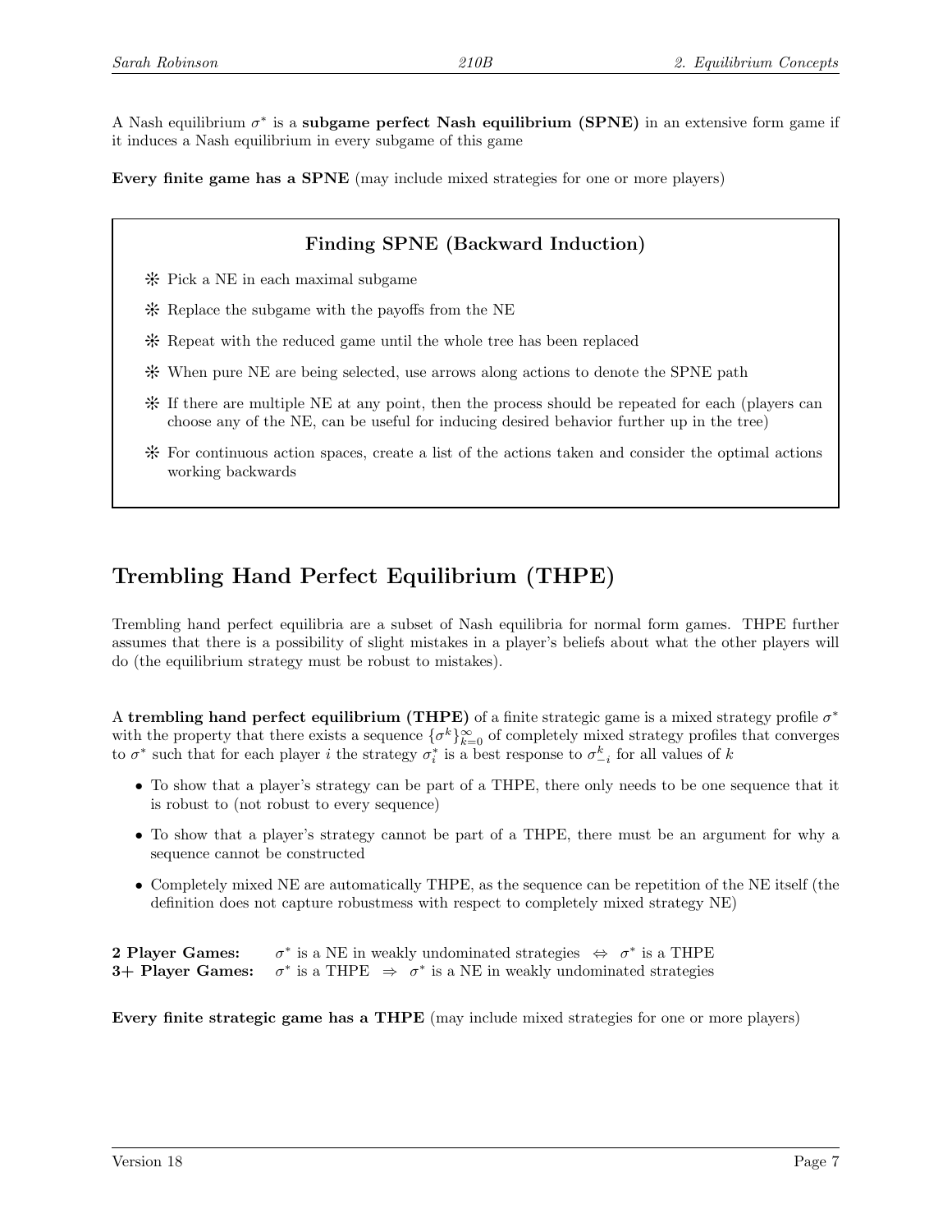A Nash equilibrium $\sigma^*$ is a **subgame perfect Nash equilibrium (SPNE)** in an extensive form game if it induces a Nash equilibrium in every subgame of this game

**Every finite game has a SPNE** (may include mixed strategies for one or more players)

### Finding SPNE (Backward Induction)

- Pick a NE in each maximal subgame
- Replace the subgame with the payoffs from the NE
- Repeat with the reduced game until the whole tree has been replaced
- When pure NE are being selected, use arrows along actions to denote the SPNE path
- If there are multiple NE at any point, then the process should be repeated for each (players can choose any of the NE, can be useful for inducing desired behavior further up in the tree)
- For continuous action spaces, create a list of the actions taken and consider the optimal actions working backwards

# Trembling Hand Perfect Equilibrium (THPE)

Trembling hand perfect equilibria are a subset of Nash equilibria for normal form games. THPE further assumes that there is a possibility of slight mistakes in a player's beliefs about what the other players will do (the equilibrium strategy must be robust to mistakes).

A **trembling hand perfect equilibrium (THPE)** of a finite strategic game is a mixed strategy profile $\sigma^*$ with the property that there exists a sequence $\{\sigma^k\}_{k=0}^{\infty}$ of completely mixed strategy profiles that converges to $\sigma^*$ such that for each player $i$ the strategy $\sigma_i^*$ is a best response to $\sigma_{-i}^k$ for all values of $k$

- To show that a player's strategy can be part of a THPE, there only needs to be one sequence that it is robust to (not robust to every sequence)
- To show that a player's strategy cannot be part of a THPE, there must be an argument for why a sequence cannot be constructed
- Completely mixed NE are automatically THPE, as the sequence can be repetition of the NE itself (the definition does not capture robustmess with respect to completely mixed strategy NE)

**2 Player Games:** $\sigma^*$ is a NE in weakly undominated strategies $\Leftrightarrow$ $\sigma^*$ is a THPE
**3+ Player Games:** $\sigma^*$ is a THPE $\Rightarrow$ $\sigma^*$ is a NE in weakly undominated strategies

**Every finite strategic game has a THPE** (may include mixed strategies for one or more players)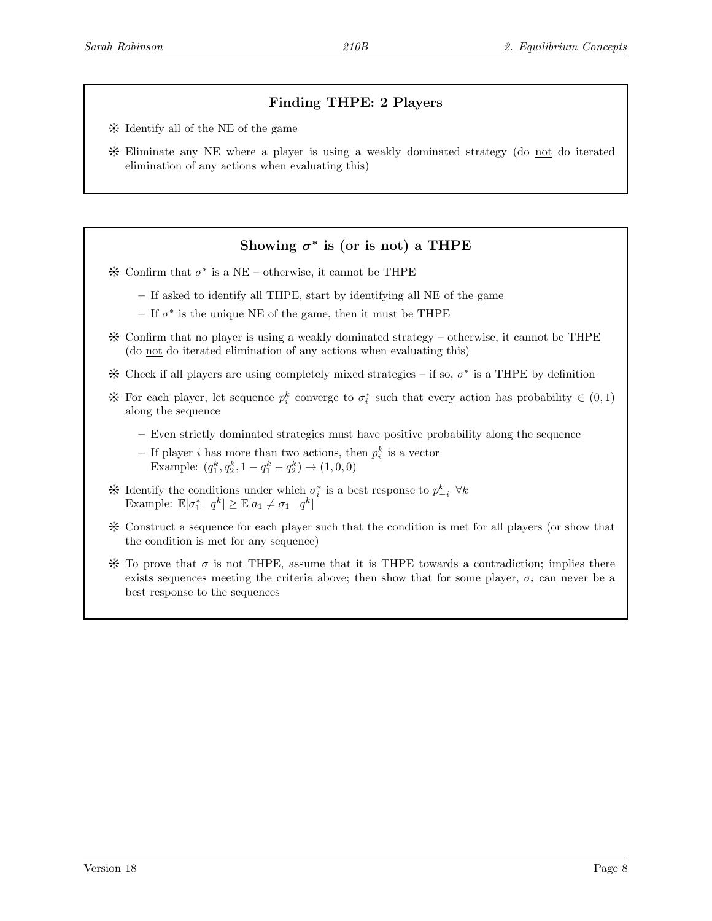### Finding THPE: 2 Players

- Identify all of the NE of the game
- Eliminate any NE where a player is using a weakly dominated strategy (do <u>not</u> do iterated elimination of any actions when evaluating this)

### Showing $\sigma^*$ is (or is not) a THPE

- Confirm that $\sigma^*$ is a NE – otherwise, it cannot be THPE
  - If asked to identify all THPE, start by identifying all NE of the game
  - If $\sigma^*$ is the unique NE of the game, then it must be THPE
- Confirm that no player is using a weakly dominated strategy – otherwise, it cannot be THPE (do <u>not</u> do iterated elimination of any actions when evaluating this)
- Check if all players are using completely mixed strategies – if so, $\sigma^*$ is a THPE by definition
- For each player, let sequence $p_i^k$ converge to $\sigma_i^*$ such that <u>every</u> action has probability $\in (0,1)$ along the sequence
  - Even strictly dominated strategies must have positive probability along the sequence
  - If player $i$ has more than two actions, then $p_i^k$ is a vector
    Example: $(q_1^k, q_2^k, 1 - q_1^k - q_2^k) \to (1,0,0)$
- Identify the conditions under which $\sigma_i^*$ is a best response to $p_{-i}^k \ \forall k$
  Example: $\mathbb{E}[\sigma_1^* \mid q^k] \geq \mathbb{E}[a_1 \neq \sigma_1 \mid q^k]$
- Construct a sequence for each player such that the condition is met for all players (or show that the condition is met for any sequence)
- To prove that $\sigma$ is not THPE, assume that it is THPE towards a contradiction; implies there exists sequences meeting the criteria above; then show that for some player, $\sigma_i$ can never be a best response to the sequences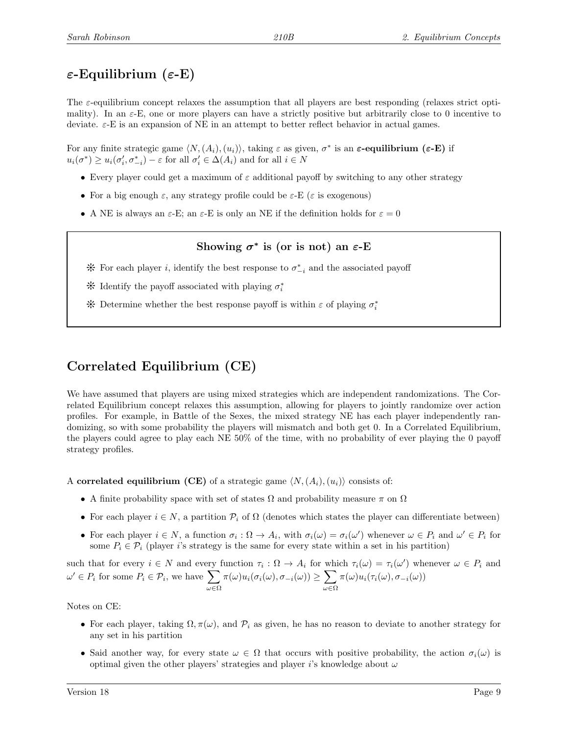## $\varepsilon$-Equilibrium ($\varepsilon$-E)

The $\varepsilon$-equilibrium concept relaxes the assumption that all players are best responding (relaxes strict optimality). In an $\varepsilon$-E, one or more players can have a strictly positive but arbitrarily close to 0 incentive to deviate. $\varepsilon$-E is an expansion of NE in an attempt to better reflect behavior in actual games.

For any finite strategic game $\langle N, (A_i), (u_i)\rangle$, taking $\varepsilon$ as given, $\sigma^*$ is an **$\varepsilon$-equilibrium ($\varepsilon$-E)** if $u_i(\sigma^*) \geq u_i(\sigma_i', \sigma_{-i}^*) - \varepsilon$ for all $\sigma_i' \in \Delta(A_i)$ and for all $i \in N$

- Every player could get a maximum of $\varepsilon$ additional payoff by switching to any other strategy
- For a big enough $\varepsilon$, any strategy profile could be $\varepsilon$-E ($\varepsilon$ is exogenous)
- A NE is always an $\varepsilon$-E; an $\varepsilon$-E is only an NE if the definition holds for $\varepsilon = 0$

### Showing $\sigma^*$ is (or is not) an $\varepsilon$-E

❊ For each player $i$, identify the best response to $\sigma_{-i}^*$ and the associated payoff

❊ Identify the payoff associated with playing $\sigma_i^*$

❊ Determine whether the best response payoff is within $\varepsilon$ of playing $\sigma_i^*$

## Correlated Equilibrium (CE)

We have assumed that players are using mixed strategies which are independent randomizations. The Correlated Equilibrium concept relaxes this assumption, allowing for players to jointly randomize over action profiles. For example, in Battle of the Sexes, the mixed strategy NE has each player independently randomizing, so with some probability the players will mismatch and both get 0. In a Correlated Equilibrium, the players could agree to play each NE 50% of the time, with no probability of ever playing the 0 payoff strategy profiles.

A **correlated equilibrium (CE)** of a strategic game $\langle N, (A_i), (u_i)\rangle$ consists of:

- A finite probability space with set of states $\Omega$ and probability measure $\pi$ on $\Omega$
- For each player $i \in N$, a partition $\mathcal{P}_i$ of $\Omega$ (denotes which states the player can differentiate between)
- For each player $i \in N$, a function $\sigma_i : \Omega \to A_i$, with $\sigma_i(\omega) = \sigma_i(\omega')$ whenever $\omega \in P_i$ and $\omega' \in P_i$ for some $P_i \in \mathcal{P}_i$ (player $i$'s strategy is the same for every state within a set in his partition)

such that for every $i \in N$ and every function $\tau_i : \Omega \to A_i$ for which $\tau_i(\omega) = \tau_i(\omega')$ whenever $\omega \in P_i$ and $\omega' \in P_i$ for some $P_i \in \mathcal{P}_i$, we have $\sum_{\omega \in \Omega} \pi(\omega) u_i(\sigma_i(\omega), \sigma_{-i}(\omega)) \geq \sum_{\omega \in \Omega} \pi(\omega) u_i(\tau_i(\omega), \sigma_{-i}(\omega))$

Notes on CE:

- For each player, taking $\Omega, \pi(\omega)$, and $\mathcal{P}_i$ as given, he has no reason to deviate to another strategy for any set in his partition
- Said another way, for every state $\omega \in \Omega$ that occurs with positive probability, the action $\sigma_i(\omega)$ is optimal given the other players' strategies and player $i$'s knowledge about $\omega$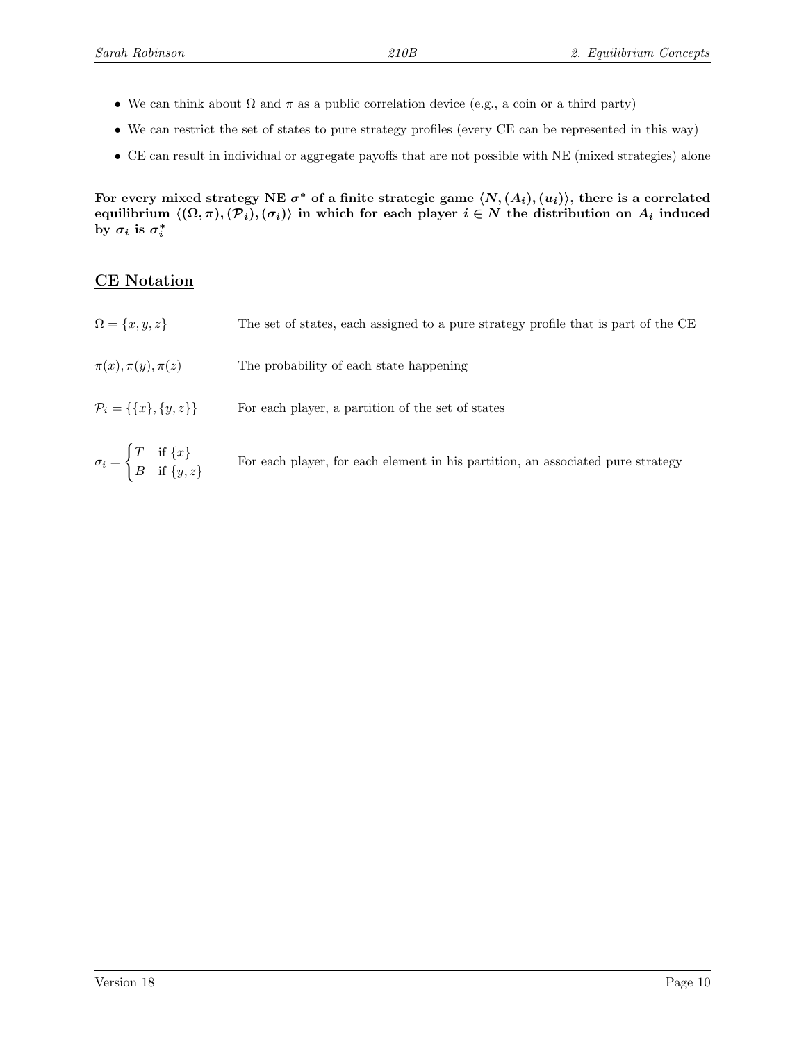- We can think about $\Omega$ and $\pi$ as a public correlation device (e.g., a coin or a third party)
- We can restrict the set of states to pure strategy profiles (every CE can be represented in this way)
- CE can result in individual or aggregate payoffs that are not possible with NE (mixed strategies) alone

**For every mixed strategy NE $\sigma^*$ of a finite strategic game $\langle N, (A_i), (u_i)\rangle$, there is a correlated equilibrium $\langle(\Omega, \pi), (\mathcal{P}_i), (\sigma_i)\rangle$ in which for each player $i \in N$ the distribution on $A_i$ induced by $\sigma_i$ is $\sigma_i^*$**

## <u>CE Notation</u>

| | |
|---|---|
| $\Omega = \{x, y, z\}$ | The set of states, each assigned to a pure strategy profile that is part of the CE |
| $\pi(x), \pi(y), \pi(z)$ | The probability of each state happening |
| $\mathcal{P}_i = \{\{x\}, \{y, z\}\}$ | For each player, a partition of the set of states |
| $\sigma_i = \begin{cases} T & \text{if } \{x\} \\ B & \text{if } \{y, z\} \end{cases}$ | For each player, for each element in his partition, an associated pure strategy |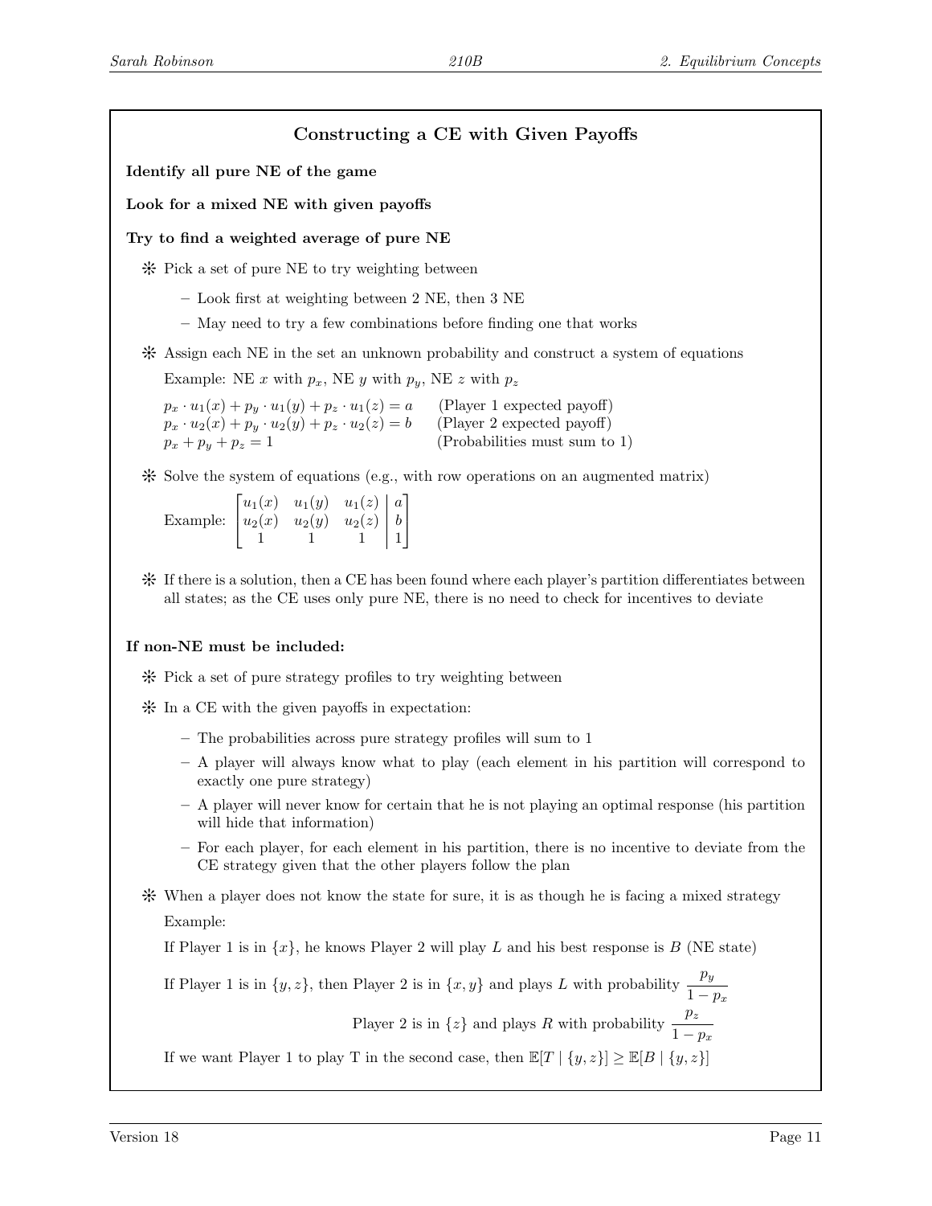## Constructing a CE with Given Payoffs

**Identify all pure NE of the game**

**Look for a mixed NE with given payoffs**

**Try to find a weighted average of pure NE**

- Pick a set of pure NE to try weighting between
  - Look first at weighting between 2 NE, then 3 NE
  - May need to try a few combinations before finding one that works
- Assign each NE in the set an unknown probability and construct a system of equations

  Example: NE $x$ with $p_x$, NE $y$ with $p_y$, NE $z$ with $p_z$

  $p_x \cdot u_1(x) + p_y \cdot u_1(y) + p_z \cdot u_1(z) = a$ (Player 1 expected payoff)
  $p_x \cdot u_2(x) + p_y \cdot u_2(y) + p_z \cdot u_2(z) = b$ (Player 2 expected payoff)
  $p_x + p_y + p_z = 1$ (Probabilities must sum to 1)

- Solve the system of equations (e.g., with row operations on an augmented matrix)

  Example: $\left[\begin{array}{ccc|c} u_1(x) & u_1(y) & u_1(z) & a \\ u_2(x) & u_2(y) & u_2(z) & b \\ 1 & 1 & 1 & 1 \end{array}\right]$

- If there is a solution, then a CE has been found where each player's partition differentiates between all states; as the CE uses only pure NE, there is no need to check for incentives to deviate

**If non-NE must be included:**

- Pick a set of pure strategy profiles to try weighting between
- In a CE with the given payoffs in expectation:
  - The probabilities across pure strategy profiles will sum to 1
  - A player will always know what to play (each element in his partition will correspond to exactly one pure strategy)
  - A player will never know for certain that he is not playing an optimal response (his partition will hide that information)
  - For each player, for each element in his partition, there is no incentive to deviate from the CE strategy given that the other players follow the plan
- When a player does not know the state for sure, it is as though he is facing a mixed strategy

  Example:

  If Player 1 is in $\{x\}$, he knows Player 2 will play $L$ and his best response is $B$ (NE state)

  If Player 1 is in $\{y, z\}$, then Player 2 is in $\{x, y\}$ and plays $L$ with probability $\dfrac{p_y}{1-p_x}$

  Player 2 is in $\{z\}$ and plays $R$ with probability $\dfrac{p_z}{1-p_x}$

  If we want Player 1 to play T in the second case, then $\mathbb{E}[T \mid \{y, z\}] \geq \mathbb{E}[B \mid \{y, z\}]$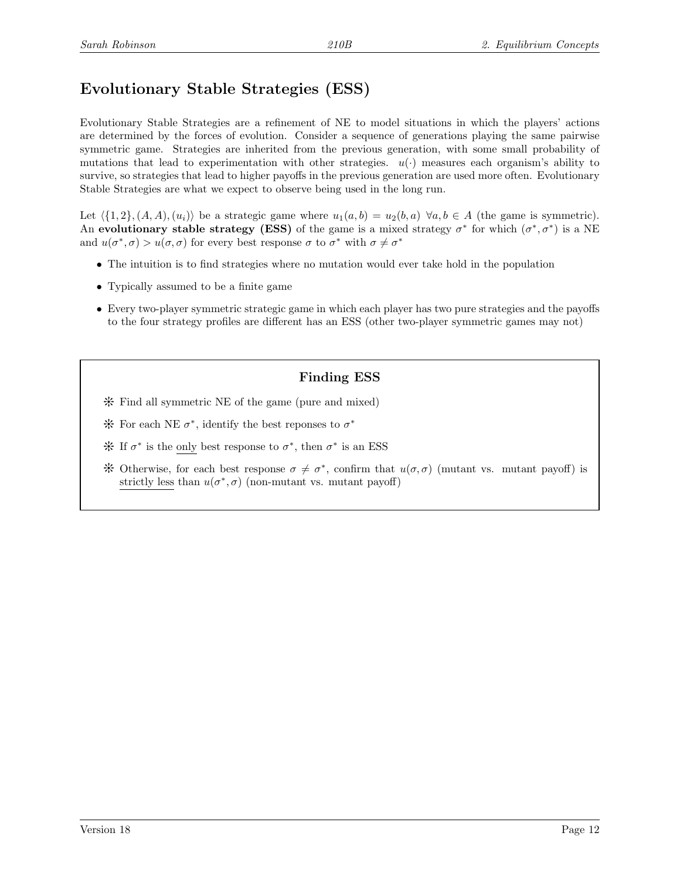## Evolutionary Stable Strategies (ESS)

Evolutionary Stable Strategies are a refinement of NE to model situations in which the players' actions are determined by the forces of evolution. Consider a sequence of generations playing the same pairwise symmetric game. Strategies are inherited from the previous generation, with some small probability of mutations that lead to experimentation with other strategies. $u(\cdot)$ measures each organism's ability to survive, so strategies that lead to higher payoffs in the previous generation are used more often. Evolutionary Stable Strategies are what we expect to observe being used in the long run.

Let $\langle\{1, 2\}, (A, A), (u_i)\rangle$ be a strategic game where $u_1(a, b) = u_2(b, a)\ \forall a, b \in A$ (the game is symmetric). An **evolutionary stable strategy (ESS)** of the game is a mixed strategy $\sigma^*$ for which $(\sigma^*, \sigma^*)$ is a NE and $u(\sigma^*, \sigma) > u(\sigma, \sigma)$ for every best response $\sigma$ to $\sigma^*$ with $\sigma \neq \sigma^*$

- The intuition is to find strategies where no mutation would ever take hold in the population
- Typically assumed to be a finite game
- Every two-player symmetric strategic game in which each player has two pure strategies and the payoffs to the four strategy profiles are different has an ESS (other two-player symmetric games may not)

### Finding ESS

- ❊ Find all symmetric NE of the game (pure and mixed)
- ❊ For each NE $\sigma^*$, identify the best reponses to $\sigma^*$
- ❊ If $\sigma^*$ is the only best response to $\sigma^*$, then $\sigma^*$ is an ESS
- ❊ Otherwise, for each best response $\sigma \neq \sigma^*$, confirm that $u(\sigma, \sigma)$ (mutant vs. mutant payoff) is strictly less than $u(\sigma^*, \sigma)$ (non-mutant vs. mutant payoff)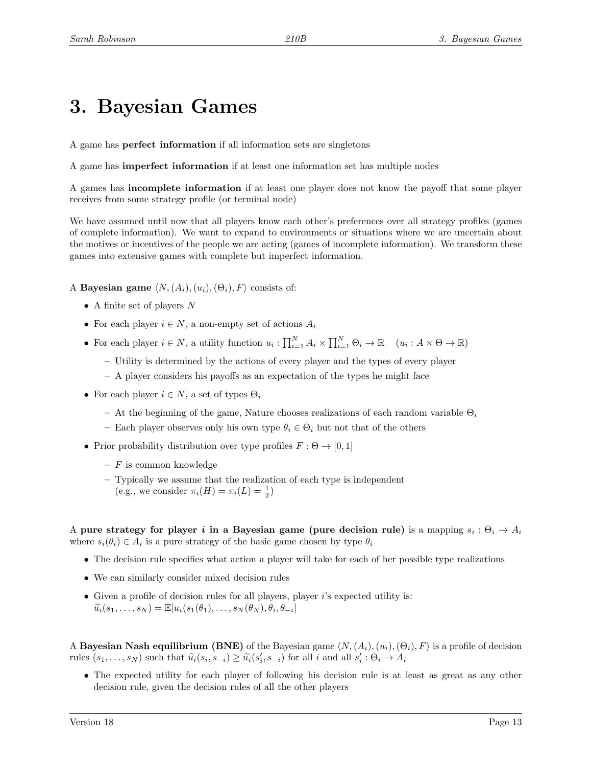# 3. Bayesian Games

A game has **perfect information** if all information sets are singletons

A game has **imperfect information** if at least one information set has multiple nodes

A games has **incomplete information** if at least one player does not know the payoff that some player receives from some strategy profile (or terminal node)

We have assumed until now that all players know each other's preferences over all strategy profiles (games of complete information). We want to expand to environments or situations where we are uncertain about the motives or incentives of the people we are acting (games of incomplete information). We transform these games into extensive games with complete but imperfect information.

A **Bayesian game** $\langle N, (A_i), (u_i), (\Theta_i), F \rangle$ consists of:

- A finite set of players $N$
- For each player $i \in N$, a non-empty set of actions $A_i$
- For each player $i \in N$, a utility function $u_i : \prod_{i=1}^{N} A_i \times \prod_{i=1}^{N} \Theta_i \to \mathbb{R} \quad (u_i : A \times \Theta \to \mathbb{R})$
  - Utility is determined by the actions of every player and the types of every player
  - A player considers his payoffs as an expectation of the types he might face
- For each player $i \in N$, a set of types $\Theta_i$
  - At the beginning of the game, Nature chooses realizations of each random variable $\Theta_i$
  - Each player observes only his own type $\theta_i \in \Theta_i$ but not that of the others
- Prior probability distribution over type profiles $F : \Theta \to [0, 1]$
  - $F$ is common knowledge
  - Typically we assume that the realization of each type is independent (e.g., we consider $\pi_i(H) = \pi_i(L) = \frac{1}{2}$)

A **pure strategy for player *i* in a Bayesian game (pure decision rule)** is a mapping $s_i : \Theta_i \to A_i$ where $s_i(\theta_i) \in A_i$ is a pure strategy of the basic game chosen by type $\theta_i$

- The decision rule specifies what action a player will take for each of her possible type realizations
- We can similarly consider mixed decision rules
- Given a profile of decision rules for all players, player $i$'s expected utility is: $\widetilde{u}_i(s_1, \ldots, s_N) = \mathbb{E}[u_i(s_1(\theta_1), \ldots, s_N(\theta_N), \theta_i, \theta_{-i}]$

A **Bayesian Nash equilibrium (BNE)** of the Bayesian game $\langle N, (A_i), (u_i), (\Theta_i), F \rangle$ is a profile of decision rules $(s_1, \ldots, s_N)$ such that $\widetilde{u}_i(s_i, s_{-i}) \geq \widetilde{u}_i(s_i', s_{-i})$ for all $i$ and all $s_i' : \Theta_i \to A_i$

- The expected utility for each player of following his decision rule is at least as great as any other decision rule, given the decision rules of all the other players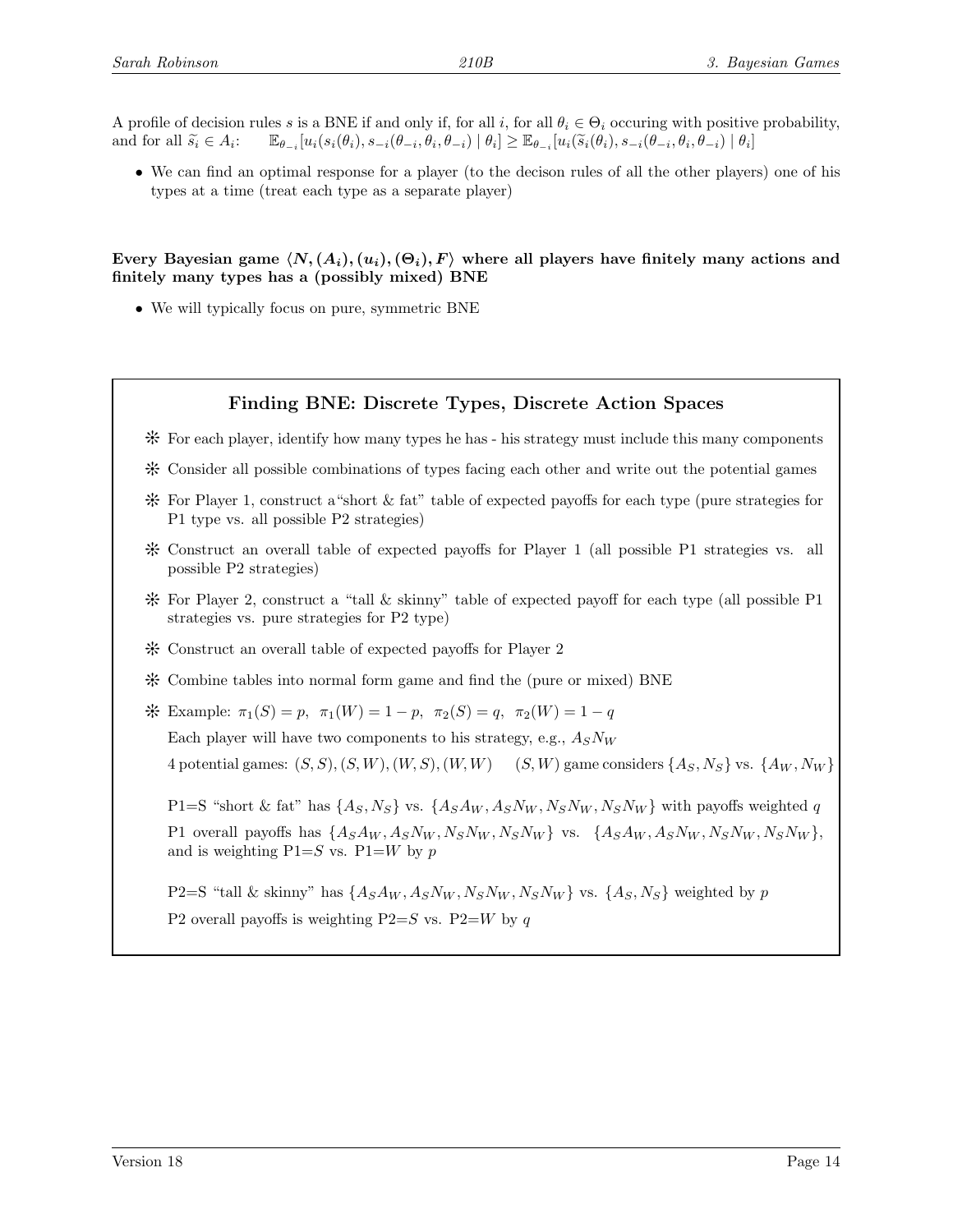A profile of decision rules $s$ is a BNE if and only if, for all $i$, for all $\theta_i \in \Theta_i$ occuring with positive probability, and for all $\widetilde{s}_i \in A_i$: $\quad \mathbb{E}_{\theta_{-i}}[u_i(s_i(\theta_i), s_{-i}(\theta_{-i}, \theta_i, \theta_{-i}) \mid \theta_i] \geq \mathbb{E}_{\theta_{-i}}[u_i(\widetilde{s}_i(\theta_i), s_{-i}(\theta_{-i}, \theta_i, \theta_{-i}) \mid \theta_i]$

- We can find an optimal response for a player (to the decison rules of all the other players) one of his types at a time (treat each type as a separate player)

**Every Bayesian game $\langle N, (A_i), (u_i), (\Theta_i), F\rangle$ where all players have finitely many actions and finitely many types has a (possibly mixed) BNE**

- We will typically focus on pure, symmetric BNE

### Finding BNE: Discrete Types, Discrete Action Spaces

- ❊ For each player, identify how many types he has - his strategy must include this many components
- ❊ Consider all possible combinations of types facing each other and write out the potential games
- ❊ For Player 1, construct a"short & fat" table of expected payoffs for each type (pure strategies for P1 type vs. all possible P2 strategies)
- ❊ Construct an overall table of expected payoffs for Player 1 (all possible P1 strategies vs. all possible P2 strategies)
- ❊ For Player 2, construct a "tall & skinny" table of expected payoff for each type (all possible P1 strategies vs. pure strategies for P2 type)
- ❊ Construct an overall table of expected payoffs for Player 2
- ❊ Combine tables into normal form game and find the (pure or mixed) BNE
- ❊ Example: $\pi_1(S) = p,\ \ \pi_1(W) = 1-p,\ \ \pi_2(S) = q,\ \ \pi_2(W) = 1-q$

  Each player will have two components to his strategy, e.g., $A_S N_W$

  4 potential games: $(S,S), (S,W), (W,S), (W,W)$ $\quad$ $(S,W)$ game considers $\{A_S, N_S\}$ vs. $\{A_W, N_W\}$

  P1=S "short & fat" has $\{A_S, N_S\}$ vs. $\{A_S A_W, A_S N_W, N_S N_W, N_S N_W\}$ with payoffs weighted $q$

  P1 overall payoffs has $\{A_S A_W, A_S N_W, N_S N_W, N_S N_W\}$ vs. $\{A_S A_W, A_S N_W, N_S N_W, N_S N_W\}$, and is weighting P1=$S$ vs. P1=$W$ by $p$

  P2=S "tall & skinny" has $\{A_S A_W, A_S N_W, N_S N_W, N_S N_W\}$ vs. $\{A_S, N_S\}$ weighted by $p$

  P2 overall payoffs is weighting P2=$S$ vs. P2=$W$ by $q$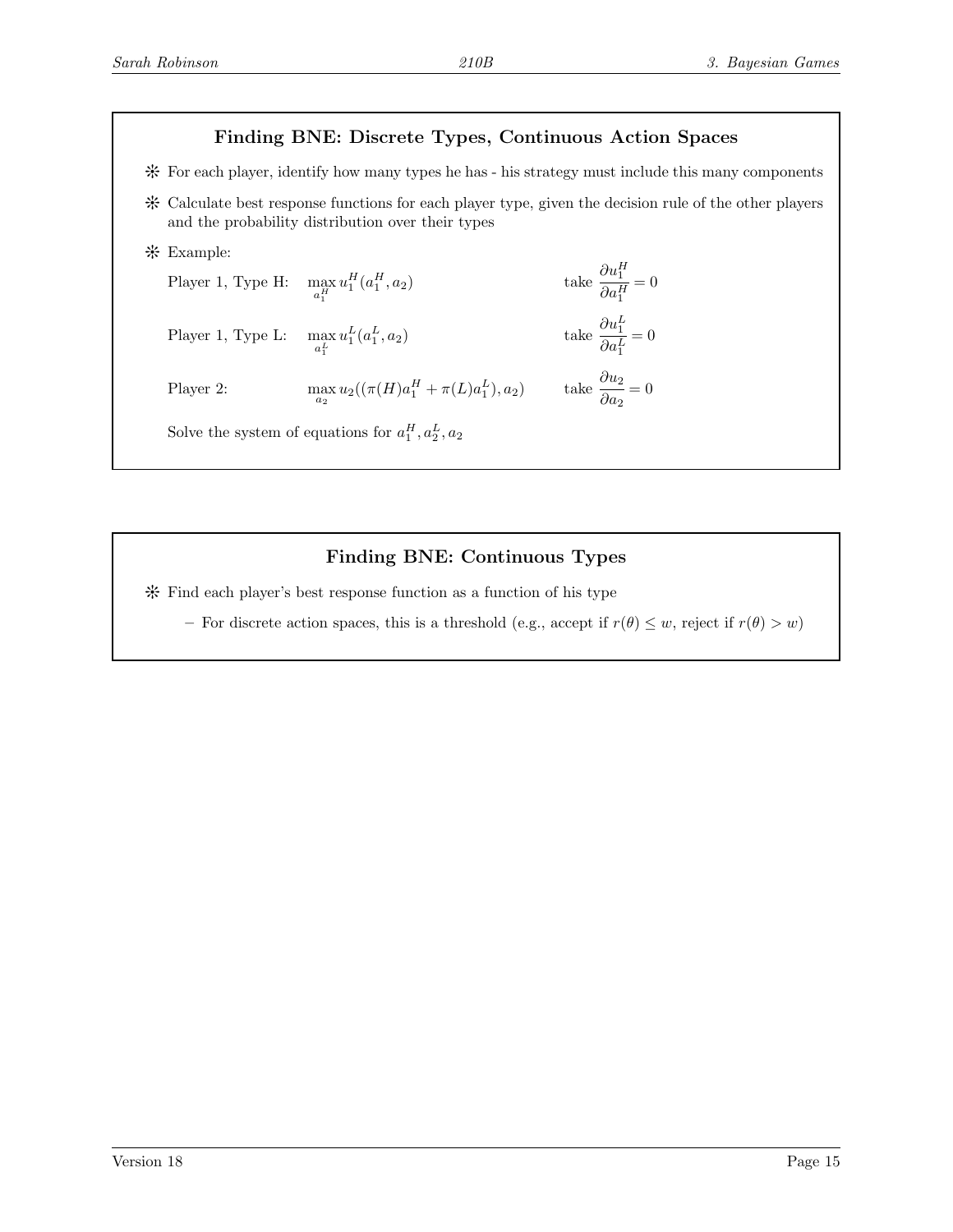## Finding BNE: Discrete Types, Continuous Action Spaces

- For each player, identify how many types he has - his strategy must include this many components
- Calculate best response functions for each player type, given the decision rule of the other players and the probability distribution over their types
- Example:

  Player 1, Type H: $\max_{a_1^H} u_1^H(a_1^H, a_2)$ take $\dfrac{\partial u_1^H}{\partial a_1^H} = 0$

  Player 1, Type L: $\max_{a_1^L} u_1^L(a_1^L, a_2)$ take $\dfrac{\partial u_1^L}{\partial a_1^L} = 0$

  Player 2: $\max_{a_2} u_2((\pi(H)a_1^H + \pi(L)a_1^L), a_2)$ take $\dfrac{\partial u_2}{\partial a_2} = 0$

  Solve the system of equations for $a_1^H, a_2^L, a_2$

## Finding BNE: Continuous Types

- Find each player's best response function as a function of his type
  - For discrete action spaces, this is a threshold (e.g., accept if $r(\theta) \leq w$, reject if $r(\theta) > w$)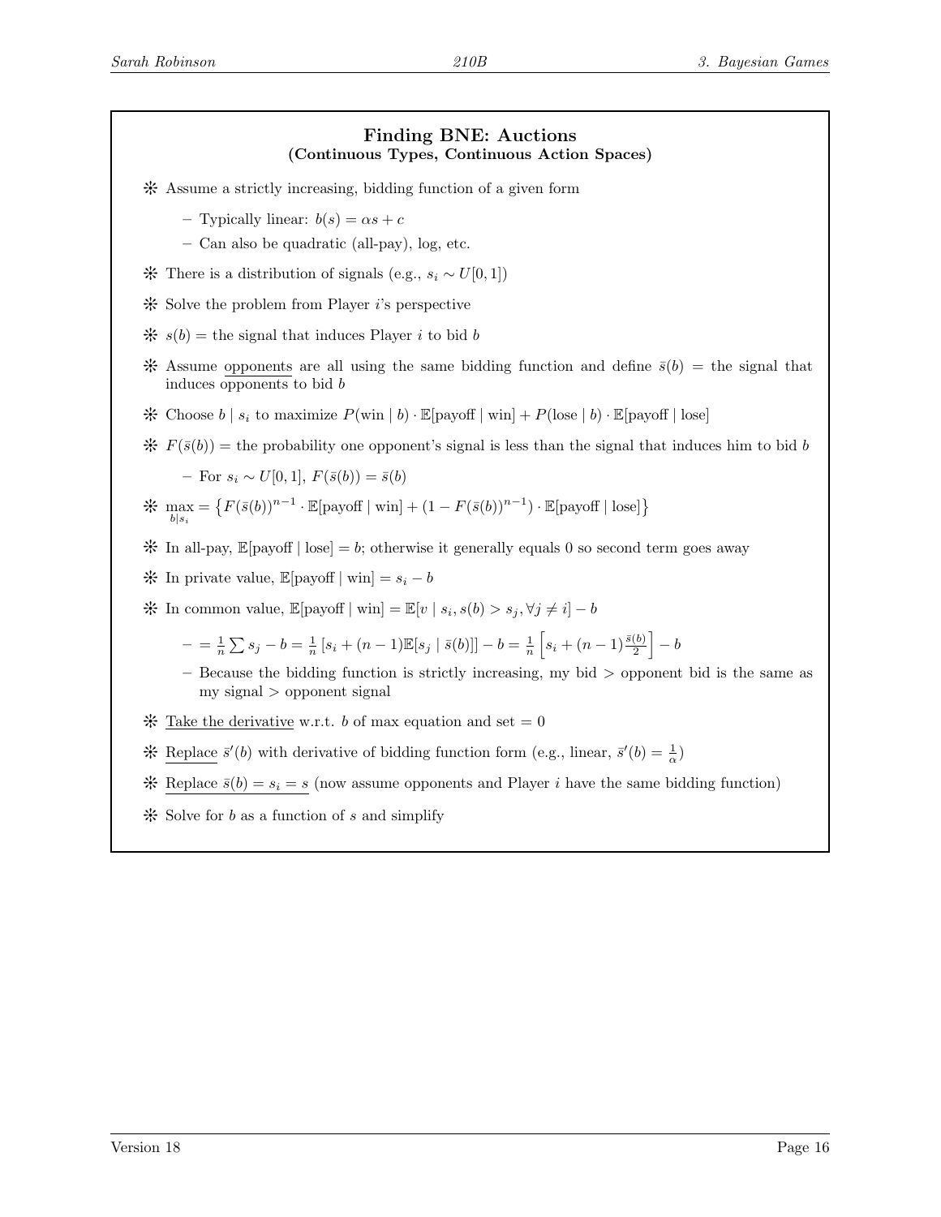## Finding BNE: Auctions
### (Continuous Types, Continuous Action Spaces)

- Assume a strictly increasing, bidding function of a given form
  - Typically linear: $b(s) = \alpha s + c$
  - Can also be quadratic (all-pay), log, etc.
- There is a distribution of signals (e.g., $s_i \sim U[0,1]$)
- Solve the problem from Player $i$'s perspective
- $s(b) =$ the signal that induces Player $i$ to bid $b$
- Assume opponents are all using the same bidding function and define $\bar{s}(b) =$ the signal that induces opponents to bid $b$
- Choose $b \mid s_i$ to maximize $P(\text{win} \mid b) \cdot \mathbb{E}[\text{payoff} \mid \text{win}] + P(\text{lose} \mid b) \cdot \mathbb{E}[\text{payoff} \mid \text{lose}]$
- $F(\bar{s}(b)) =$ the probability one opponent's signal is less than the signal that induces him to bid $b$
  - For $s_i \sim U[0,1]$, $F(\bar{s}(b)) = \bar{s}(b)$
- $\max\limits_{b|s_i} = \left\{ F(\bar{s}(b))^{n-1} \cdot \mathbb{E}[\text{payoff} \mid \text{win}] + (1 - F(\bar{s}(b))^{n-1}) \cdot \mathbb{E}[\text{payoff} \mid \text{lose}] \right\}$
- In all-pay, $\mathbb{E}[\text{payoff} \mid \text{lose}] = b$; otherwise it generally equals 0 so second term goes away
- In private value, $\mathbb{E}[\text{payoff} \mid \text{win}] = s_i - b$
- In common value, $\mathbb{E}[\text{payoff} \mid \text{win}] = \mathbb{E}[v \mid s_i, s(b) > s_j, \forall j \neq i] - b$
  - $= \frac{1}{n} \sum s_j - b = \frac{1}{n} \left[ s_i + (n-1)\mathbb{E}[s_j \mid \bar{s}(b)] \right] - b = \frac{1}{n} \left[ s_i + (n-1)\frac{\bar{s}(b)}{2} \right] - b$
  - Because the bidding function is strictly increasing, my bid > opponent bid is the same as my signal > opponent signal
- Take the derivative w.r.t. $b$ of max equation and set $= 0$
- Replace $\bar{s}'(b)$ with derivative of bidding function form (e.g., linear, $\bar{s}'(b) = \frac{1}{\alpha}$)
- Replace $\bar{s}(b) = s_i = s$ (now assume opponents and Player $i$ have the same bidding function)
- Solve for $b$ as a function of $s$ and simplify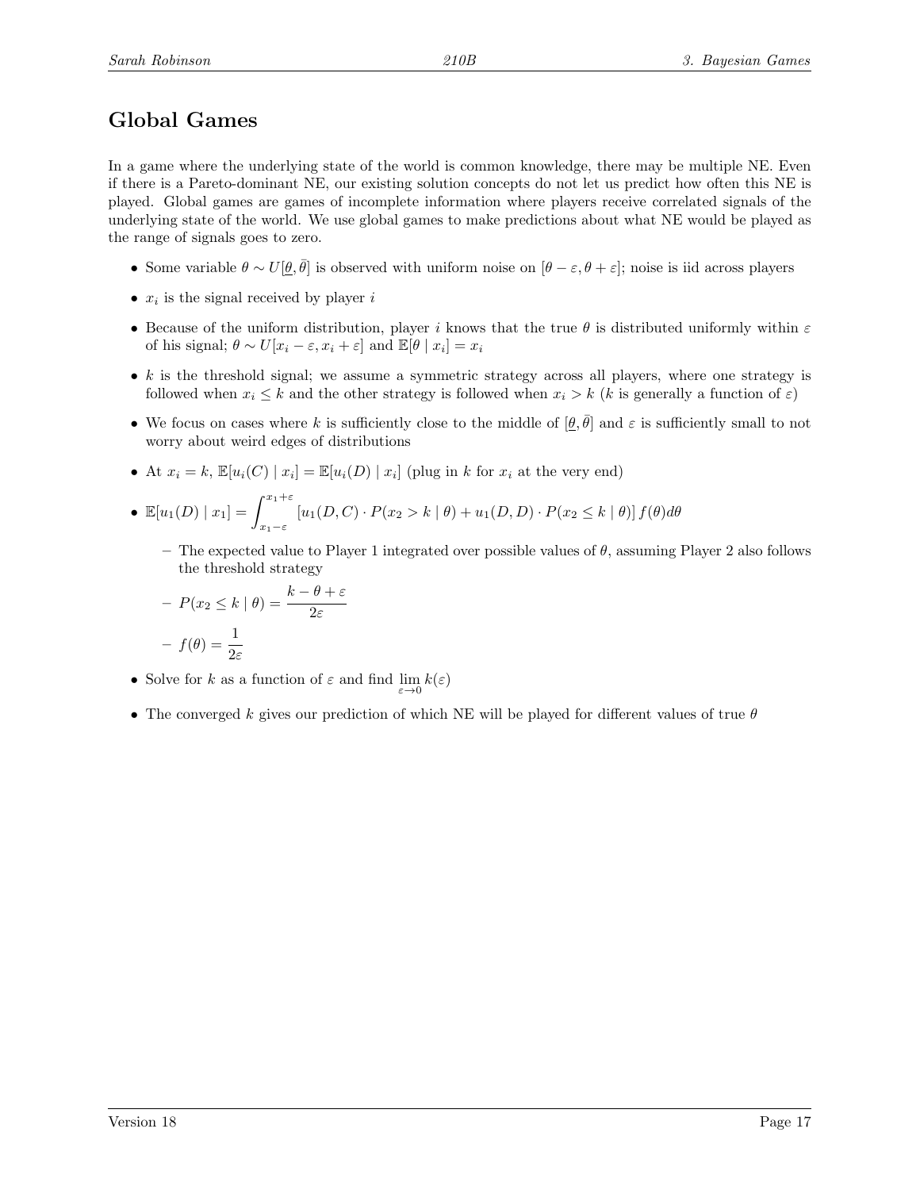## Global Games

In a game where the underlying state of the world is common knowledge, there may be multiple NE. Even if there is a Pareto-dominant NE, our existing solution concepts do not let us predict how often this NE is played. Global games are games of incomplete information where players receive correlated signals of the underlying state of the world. We use global games to make predictions about what NE would be played as the range of signals goes to zero.

- Some variable $\theta \sim U[\underline{\theta}, \bar{\theta}]$ is observed with uniform noise on $[\theta - \varepsilon, \theta + \varepsilon]$; noise is iid across players
- $x_i$ is the signal received by player $i$
- Because of the uniform distribution, player $i$ knows that the true $\theta$ is distributed uniformly within $\varepsilon$ of his signal; $\theta \sim U[x_i - \varepsilon, x_i + \varepsilon]$ and $\mathbb{E}[\theta \mid x_i] = x_i$
- $k$ is the threshold signal; we assume a symmetric strategy across all players, where one strategy is followed when $x_i \leq k$ and the other strategy is followed when $x_i > k$ ($k$ is generally a function of $\varepsilon$)
- We focus on cases where $k$ is sufficiently close to the middle of $[\underline{\theta}, \bar{\theta}]$ and $\varepsilon$ is sufficiently small to not worry about weird edges of distributions
- At $x_i = k$, $\mathbb{E}[u_i(C) \mid x_i] = \mathbb{E}[u_i(D) \mid x_i]$ (plug in $k$ for $x_i$ at the very end)
- $\mathbb{E}[u_1(D) \mid x_1] = \displaystyle\int_{x_1 - \varepsilon}^{x_1 + \varepsilon} \left[ u_1(D, C) \cdot P(x_2 > k \mid \theta) + u_1(D, D) \cdot P(x_2 \leq k \mid \theta) \right] f(\theta) d\theta$
  - The expected value to Player 1 integrated over possible values of $\theta$, assuming Player 2 also follows the threshold strategy
  - $P(x_2 \leq k \mid \theta) = \dfrac{k - \theta + \varepsilon}{2\varepsilon}$
  - $f(\theta) = \dfrac{1}{2\varepsilon}$
- Solve for $k$ as a function of $\varepsilon$ and find $\lim\limits_{\varepsilon \to 0} k(\varepsilon)$
- The converged $k$ gives our prediction of which NE will be played for different values of true $\theta$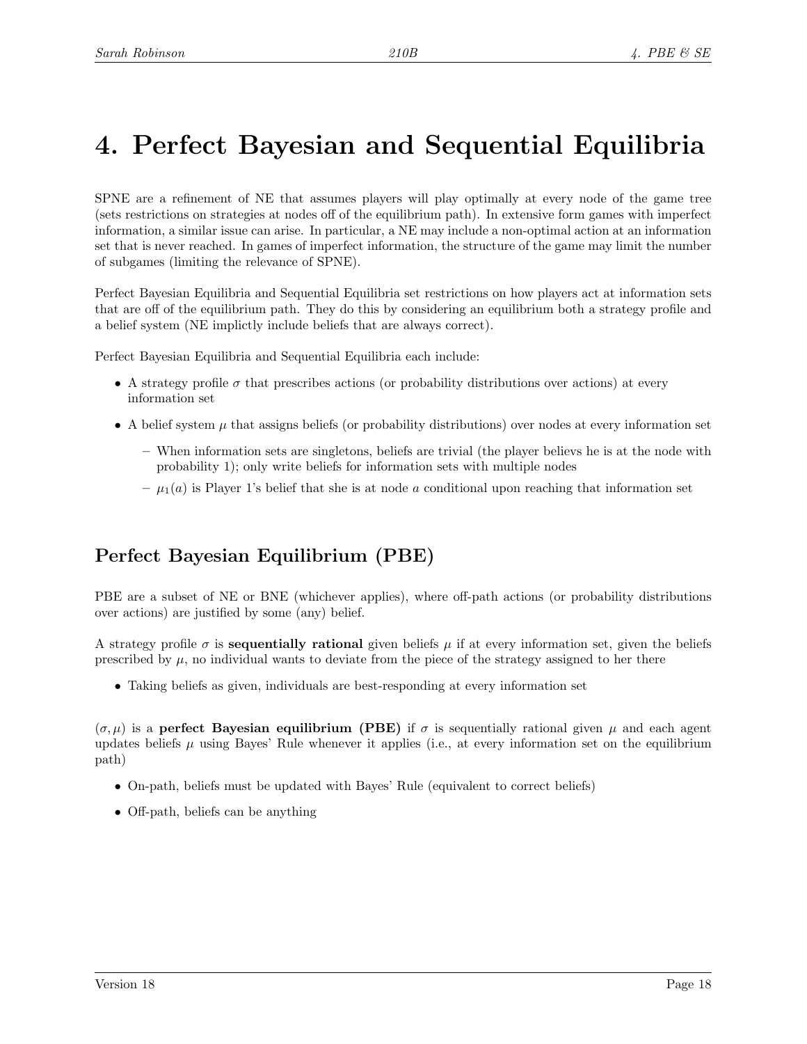# 4. Perfect Bayesian and Sequential Equilibria

SPNE are a refinement of NE that assumes players will play optimally at every node of the game tree (sets restrictions on strategies at nodes off of the equilibrium path). In extensive form games with imperfect information, a similar issue can arise. In particular, a NE may include a non-optimal action at an information set that is never reached. In games of imperfect information, the structure of the game may limit the number of subgames (limiting the relevance of SPNE).

Perfect Bayesian Equilibria and Sequential Equilibria set restrictions on how players act at information sets that are off of the equilibrium path. They do this by considering an equilibrium both a strategy profile and a belief system (NE implictly include beliefs that are always correct).

Perfect Bayesian Equilibria and Sequential Equilibria each include:

- A strategy profile $\sigma$ that prescribes actions (or probability distributions over actions) at every information set
- A belief system $\mu$ that assigns beliefs (or probability distributions) over nodes at every information set
  - When information sets are singletons, beliefs are trivial (the player believs he is at the node with probability 1); only write beliefs for information sets with multiple nodes
  - $\mu_1(a)$ is Player 1's belief that she is at node $a$ conditional upon reaching that information set

## Perfect Bayesian Equilibrium (PBE)

PBE are a subset of NE or BNE (whichever applies), where off-path actions (or probability distributions over actions) are justified by some (any) belief.

A strategy profile $\sigma$ is **sequentially rational** given beliefs $\mu$ if at every information set, given the beliefs prescribed by $\mu$, no individual wants to deviate from the piece of the strategy assigned to her there

- Taking beliefs as given, individuals are best-responding at every information set

$(\sigma, \mu)$ is a **perfect Bayesian equilibrium (PBE)** if $\sigma$ is sequentially rational given $\mu$ and each agent updates beliefs $\mu$ using Bayes' Rule whenever it applies (i.e., at every information set on the equilibrium path)

- On-path, beliefs must be updated with Bayes' Rule (equivalent to correct beliefs)
- Off-path, beliefs can be anything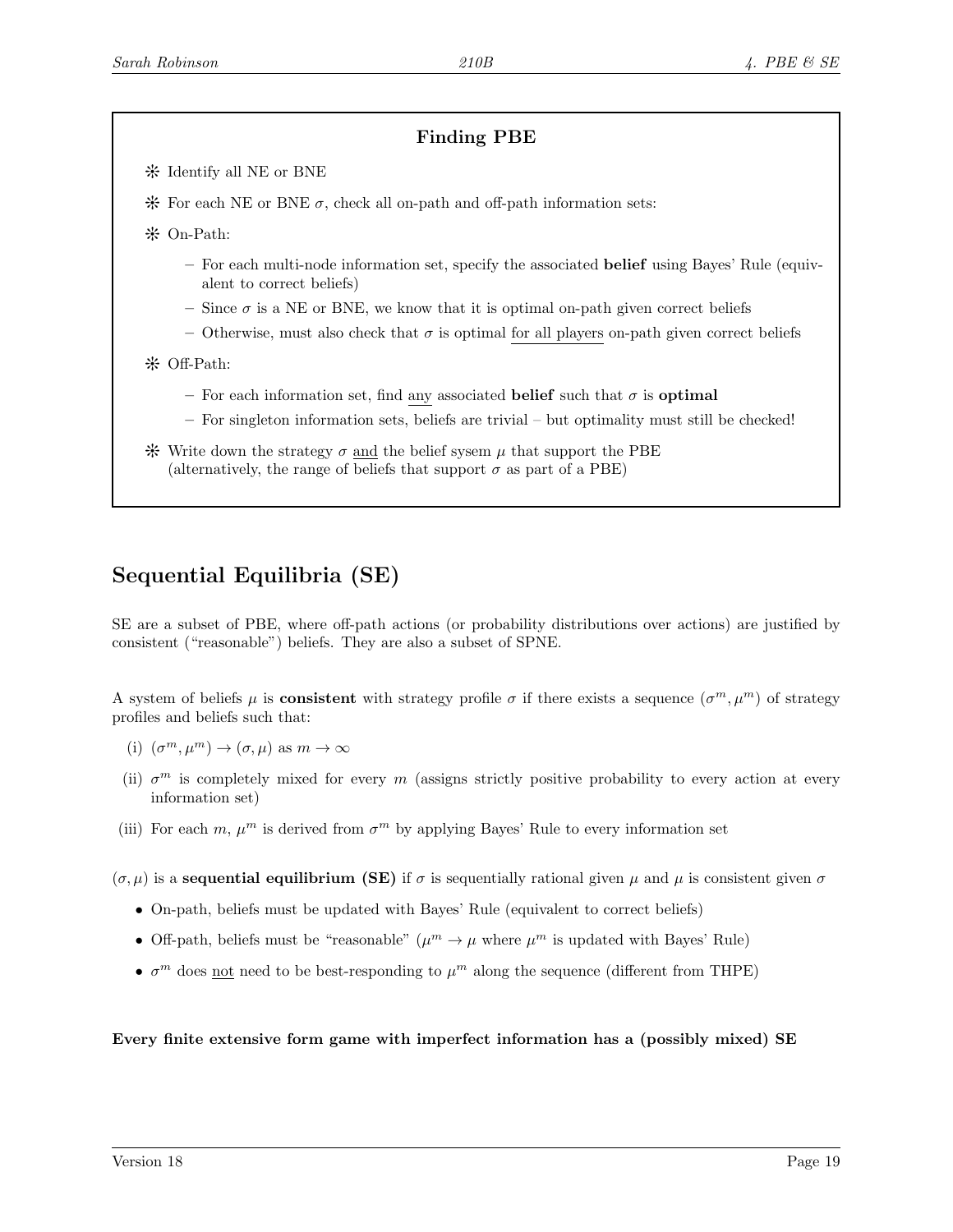### Finding PBE

- ❊ Identify all NE or BNE
- ❊ For each NE or BNE $\sigma$, check all on-path and off-path information sets:
- ❊ On-Path:
  - For each multi-node information set, specify the associated **belief** using Bayes' Rule (equivalent to correct beliefs)
  - Since $\sigma$ is a NE or BNE, we know that it is optimal on-path given correct beliefs
  - Otherwise, must also check that $\sigma$ is optimal <u>for all players</u> on-path given correct beliefs
- ❊ Off-Path:
  - For each information set, find <u>any</u> associated **belief** such that $\sigma$ is **optimal**
  - For singleton information sets, beliefs are trivial – but optimality must still be checked!
- ❊ Write down the strategy $\sigma$ <u>and</u> the belief sysem $\mu$ that support the PBE (alternatively, the range of beliefs that support $\sigma$ as part of a PBE)

## Sequential Equilibria (SE)

SE are a subset of PBE, where off-path actions (or probability distributions over actions) are justified by consistent ("reasonable") beliefs. They are also a subset of SPNE.

A system of beliefs $\mu$ is **consistent** with strategy profile $\sigma$ if there exists a sequence $(\sigma^m, \mu^m)$ of strategy profiles and beliefs such that:

(i) $(\sigma^m, \mu^m) \to (\sigma, \mu)$ as $m \to \infty$

(ii) $\sigma^m$ is completely mixed for every $m$ (assigns strictly positive probability to every action at every information set)

(iii) For each $m$, $\mu^m$ is derived from $\sigma^m$ by applying Bayes' Rule to every information set

$(\sigma, \mu)$ is a **sequential equilibrium (SE)** if $\sigma$ is sequentially rational given $\mu$ and $\mu$ is consistent given $\sigma$

- On-path, beliefs must be updated with Bayes' Rule (equivalent to correct beliefs)
- Off-path, beliefs must be "reasonable" ($\mu^m \to \mu$ where $\mu^m$ is updated with Bayes' Rule)
- $\sigma^m$ does <u>not</u> need to be best-responding to $\mu^m$ along the sequence (different from THPE)

**Every finite extensive form game with imperfect information has a (possibly mixed) SE**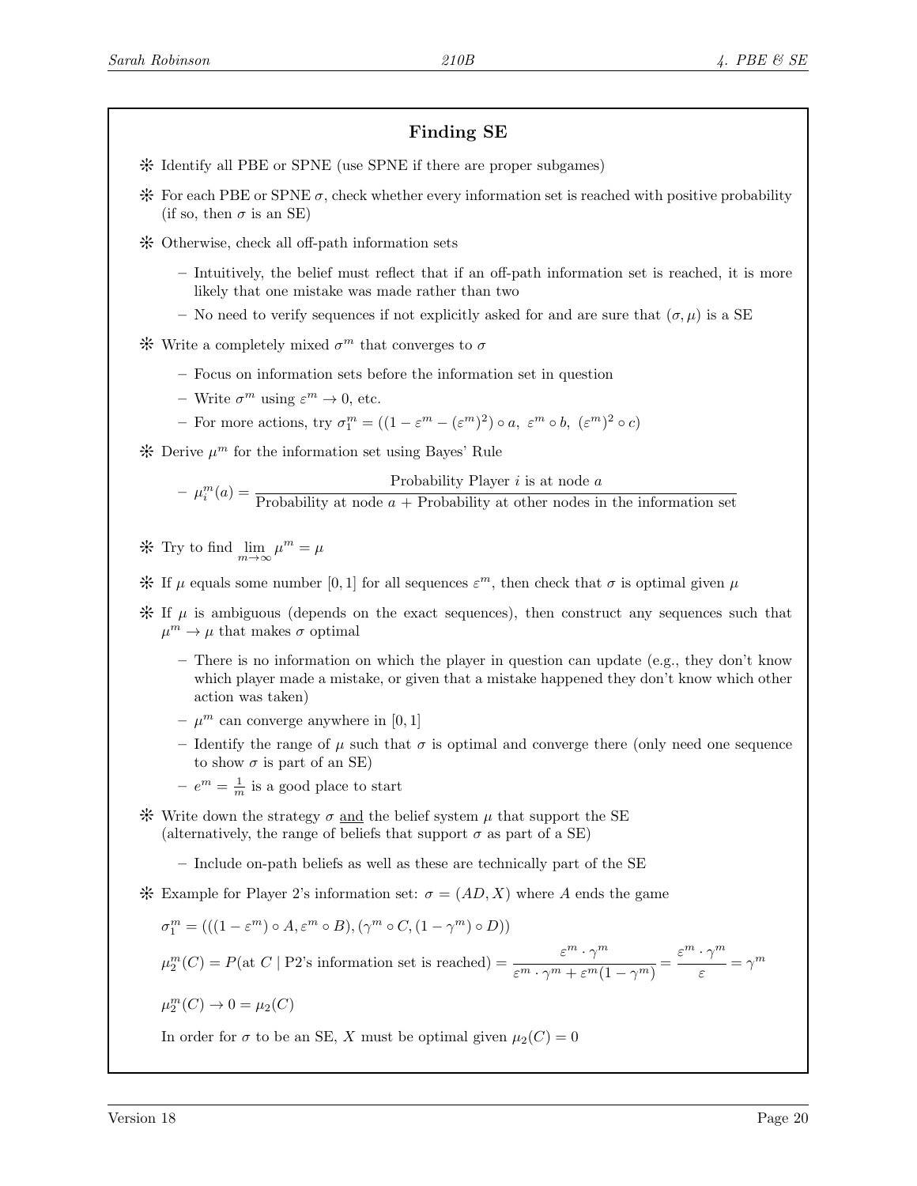## Finding SE

- Identify all PBE or SPNE (use SPNE if there are proper subgames)
- For each PBE or SPNE $\sigma$, check whether every information set is reached with positive probability (if so, then $\sigma$ is an SE)
- Otherwise, check all off-path information sets
  - Intuitively, the belief must reflect that if an off-path information set is reached, it is more likely that one mistake was made rather than two
  - No need to verify sequences if not explicitly asked for and are sure that $(\sigma, \mu)$ is a SE
- Write a completely mixed $\sigma^m$ that converges to $\sigma$
  - Focus on information sets before the information set in question
  - Write $\sigma^m$ using $\varepsilon^m \to 0$, etc.
  - For more actions, try $\sigma_1^m = ((1 - \varepsilon^m - (\varepsilon^m)^2) \circ a,\ \varepsilon^m \circ b,\ (\varepsilon^m)^2 \circ c)$
- Derive $\mu^m$ for the information set using Bayes' Rule
  - $\mu_i^m(a) = \dfrac{\text{Probability Player } i \text{ is at node } a}{\text{Probability at node } a + \text{Probability at other nodes in the information set}}$
- Try to find $\lim\limits_{m \to \infty} \mu^m = \mu$
- If $\mu$ equals some number $[0, 1]$ for all sequences $\varepsilon^m$, then check that $\sigma$ is optimal given $\mu$
- If $\mu$ is ambiguous (depends on the exact sequences), then construct any sequences such that $\mu^m \to \mu$ that makes $\sigma$ optimal
  - There is no information on which the player in question can update (e.g., they don't know which player made a mistake, or given that a mistake happened they don't know which other action was taken)
  - $\mu^m$ can converge anywhere in $[0, 1]$
  - Identify the range of $\mu$ such that $\sigma$ is optimal and converge there (only need one sequence to show $\sigma$ is part of an SE)
  - $e^m = \frac{1}{m}$ is a good place to start
- Write down the strategy $\sigma$ <u>and</u> the belief system $\mu$ that support the SE (alternatively, the range of beliefs that support $\sigma$ as part of a SE)
  - Include on-path beliefs as well as these are technically part of the SE
- Example for Player 2's information set: $\sigma = (AD, X)$ where $A$ ends the game

  $\sigma_1^m = (((1 - \varepsilon^m) \circ A, \varepsilon^m \circ B), (\gamma^m \circ C, (1 - \gamma^m) \circ D))$

  $\mu_2^m(C) = P(\text{at } C \mid \text{P2's information set is reached}) = \dfrac{\varepsilon^m \cdot \gamma^m}{\varepsilon^m \cdot \gamma^m + \varepsilon^m(1 - \gamma^m)} = \dfrac{\varepsilon^m \cdot \gamma^m}{\varepsilon} = \gamma^m$

  $\mu_2^m(C) \to 0 = \mu_2(C)$

  In order for $\sigma$ to be an SE, $X$ must be optimal given $\mu_2(C) = 0$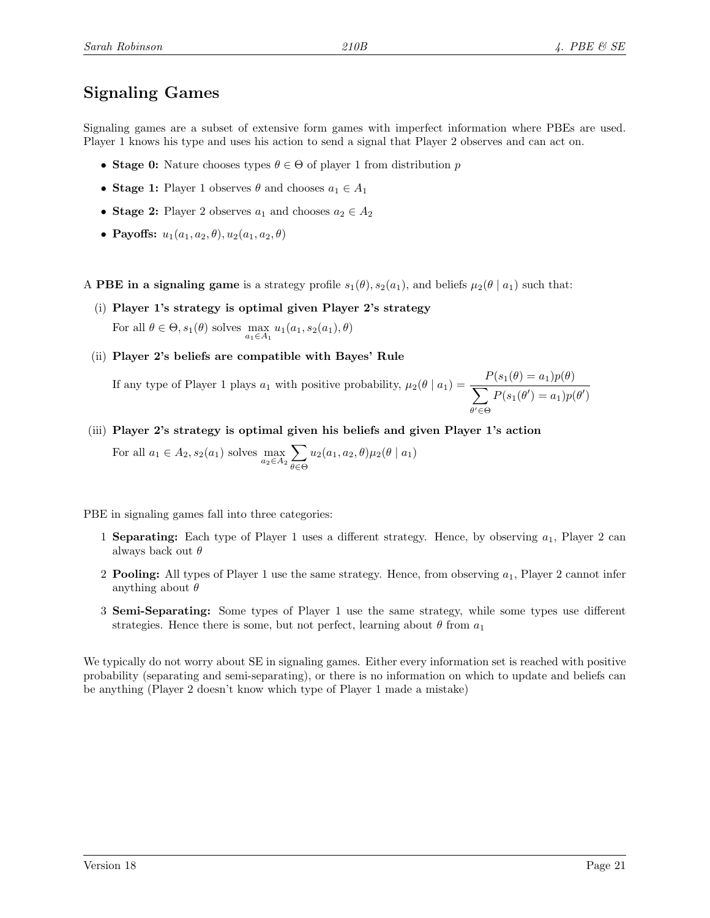## Signaling Games

Signaling games are a subset of extensive form games with imperfect information where PBEs are used. Player 1 knows his type and uses his action to send a signal that Player 2 observes and can act on.

- **Stage 0:** Nature chooses types $\theta \in \Theta$ of player 1 from distribution $p$
- **Stage 1:** Player 1 observes $\theta$ and chooses $a_1 \in A_1$
- **Stage 2:** Player 2 observes $a_1$ and chooses $a_2 \in A_2$
- **Payoffs:** $u_1(a_1, a_2, \theta), u_2(a_1, a_2, \theta)$

A **PBE in a signaling game** is a strategy profile $s_1(\theta), s_2(a_1)$, and beliefs $\mu_2(\theta \mid a_1)$ such that:

(i) **Player 1's strategy is optimal given Player 2's strategy**

For all $\theta \in \Theta, s_1(\theta)$ solves $\max\limits_{a_1 \in A_1} u_1(a_1, s_2(a_1), \theta)$

(ii) **Player 2's beliefs are compatible with Bayes' Rule**

If any type of Player 1 plays $a_1$ with positive probability, $\mu_2(\theta \mid a_1) = \dfrac{P(s_1(\theta) = a_1)p(\theta)}{\sum\limits_{\theta' \in \Theta} P(s_1(\theta') = a_1)p(\theta')}$

(iii) **Player 2's strategy is optimal given his beliefs and given Player 1's action**

For all $a_1 \in A_2, s_2(a_1)$ solves $\max\limits_{a_2 \in A_2} \sum\limits_{\theta \in \Theta} u_2(a_1, a_2, \theta)\mu_2(\theta \mid a_1)$

PBE in signaling games fall into three categories:

1 **Separating:** Each type of Player 1 uses a different strategy. Hence, by observing $a_1$, Player 2 can always back out $\theta$

2 **Pooling:** All types of Player 1 use the same strategy. Hence, from observing $a_1$, Player 2 cannot infer anything about $\theta$

3 **Semi-Separating:** Some types of Player 1 use the same strategy, while some types use different strategies. Hence there is some, but not perfect, learning about $\theta$ from $a_1$

We typically do not worry about SE in signaling games. Either every information set is reached with positive probability (separating and semi-separating), or there is no information on which to update and beliefs can be anything (Player 2 doesn't know which type of Player 1 made a mistake)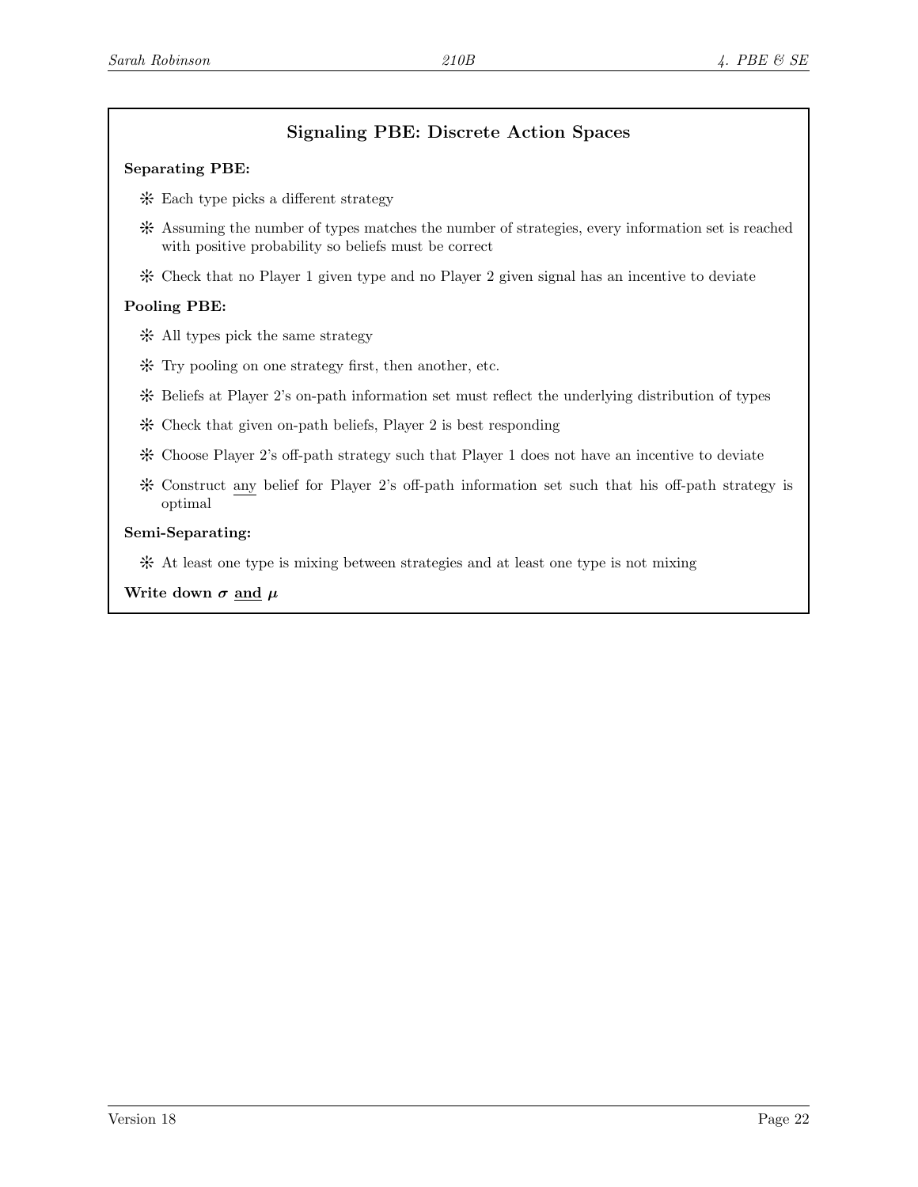## Signaling PBE: Discrete Action Spaces

**Separating PBE:**

- ❊ Each type picks a different strategy
- ❊ Assuming the number of types matches the number of strategies, every information set is reached with positive probability so beliefs must be correct
- ❊ Check that no Player 1 given type and no Player 2 given signal has an incentive to deviate

**Pooling PBE:**

- ❊ All types pick the same strategy
- ❊ Try pooling on one strategy first, then another, etc.
- ❊ Beliefs at Player 2's on-path information set must reflect the underlying distribution of types
- ❊ Check that given on-path beliefs, Player 2 is best responding
- ❊ Choose Player 2's off-path strategy such that Player 1 does not have an incentive to deviate
- ❊ Construct any belief for Player 2's off-path information set such that his off-path strategy is optimal

**Semi-Separating:**

- ❊ At least one type is mixing between strategies and at least one type is not mixing

**Write down $\boldsymbol{\sigma}$ and $\boldsymbol{\mu}$**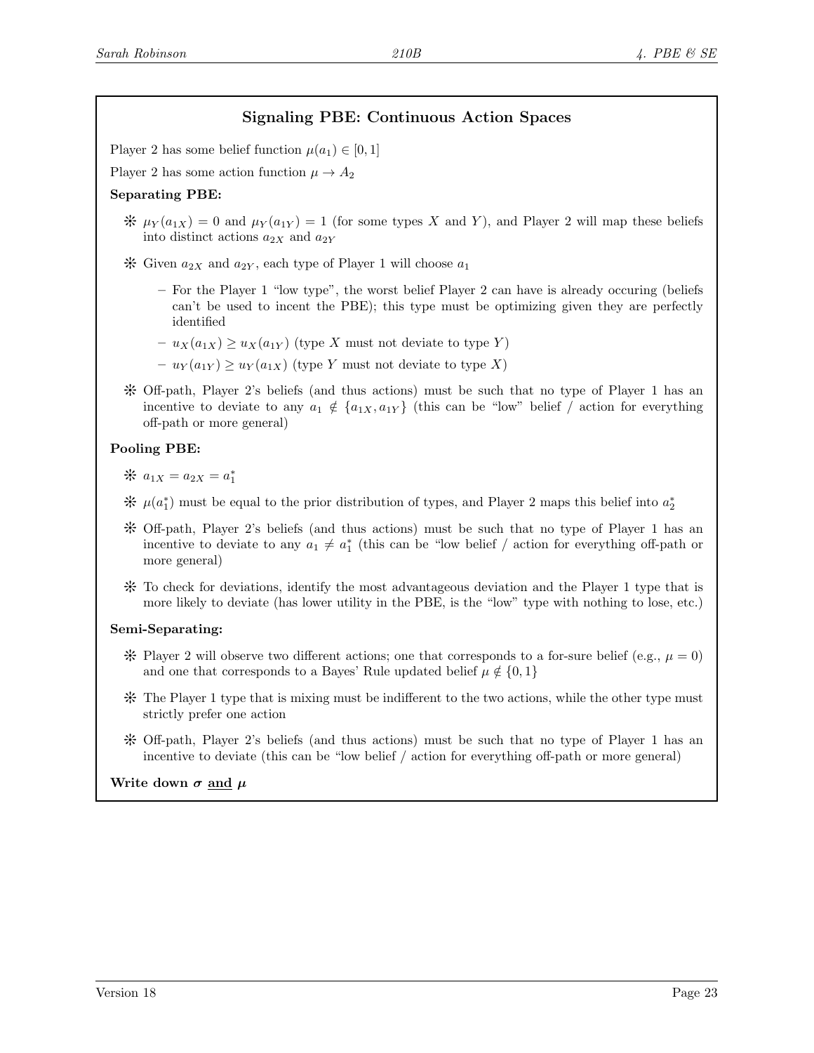## Signaling PBE: Continuous Action Spaces

Player 2 has some belief function $\mu(a_1) \in [0, 1]$

Player 2 has some action function $\mu \to A_2$

**Separating PBE:**

- $\mu_Y(a_{1X}) = 0$ and $\mu_Y(a_{1Y}) = 1$ (for some types $X$ and $Y$), and Player 2 will map these beliefs into distinct actions $a_{2X}$ and $a_{2Y}$
- Given $a_{2X}$ and $a_{2Y}$, each type of Player 1 will choose $a_1$
  - For the Player 1 "low type", the worst belief Player 2 can have is already occuring (beliefs can't be used to incent the PBE); this type must be optimizing given they are perfectly identified
  - $u_X(a_{1X}) \geq u_X(a_{1Y})$ (type $X$ must not deviate to type $Y$)
  - $u_Y(a_{1Y}) \geq u_Y(a_{1X})$ (type $Y$ must not deviate to type $X$)
- Off-path, Player 2's beliefs (and thus actions) must be such that no type of Player 1 has an incentive to deviate to any $a_1 \notin \{a_{1X}, a_{1Y}\}$ (this can be "low" belief / action for everything off-path or more general)

**Pooling PBE:**

- $a_{1X} = a_{2X} = a_1^*$
- $\mu(a_1^*)$ must be equal to the prior distribution of types, and Player 2 maps this belief into $a_2^*$
- Off-path, Player 2's beliefs (and thus actions) must be such that no type of Player 1 has an incentive to deviate to any $a_1 \neq a_1^*$ (this can be "low belief / action for everything off-path or more general)
- To check for deviations, identify the most advantageous deviation and the Player 1 type that is more likely to deviate (has lower utility in the PBE, is the "low" type with nothing to lose, etc.)

**Semi-Separating:**

- Player 2 will observe two different actions; one that corresponds to a for-sure belief (e.g., $\mu = 0$) and one that corresponds to a Bayes' Rule updated belief $\mu \notin \{0, 1\}$
- The Player 1 type that is mixing must be indifferent to the two actions, while the other type must strictly prefer one action
- Off-path, Player 2's beliefs (and thus actions) must be such that no type of Player 1 has an incentive to deviate (this can be "low belief / action for everything off-path or more general)

**Write down $\boldsymbol{\sigma}$ <u>and</u> $\boldsymbol{\mu}$**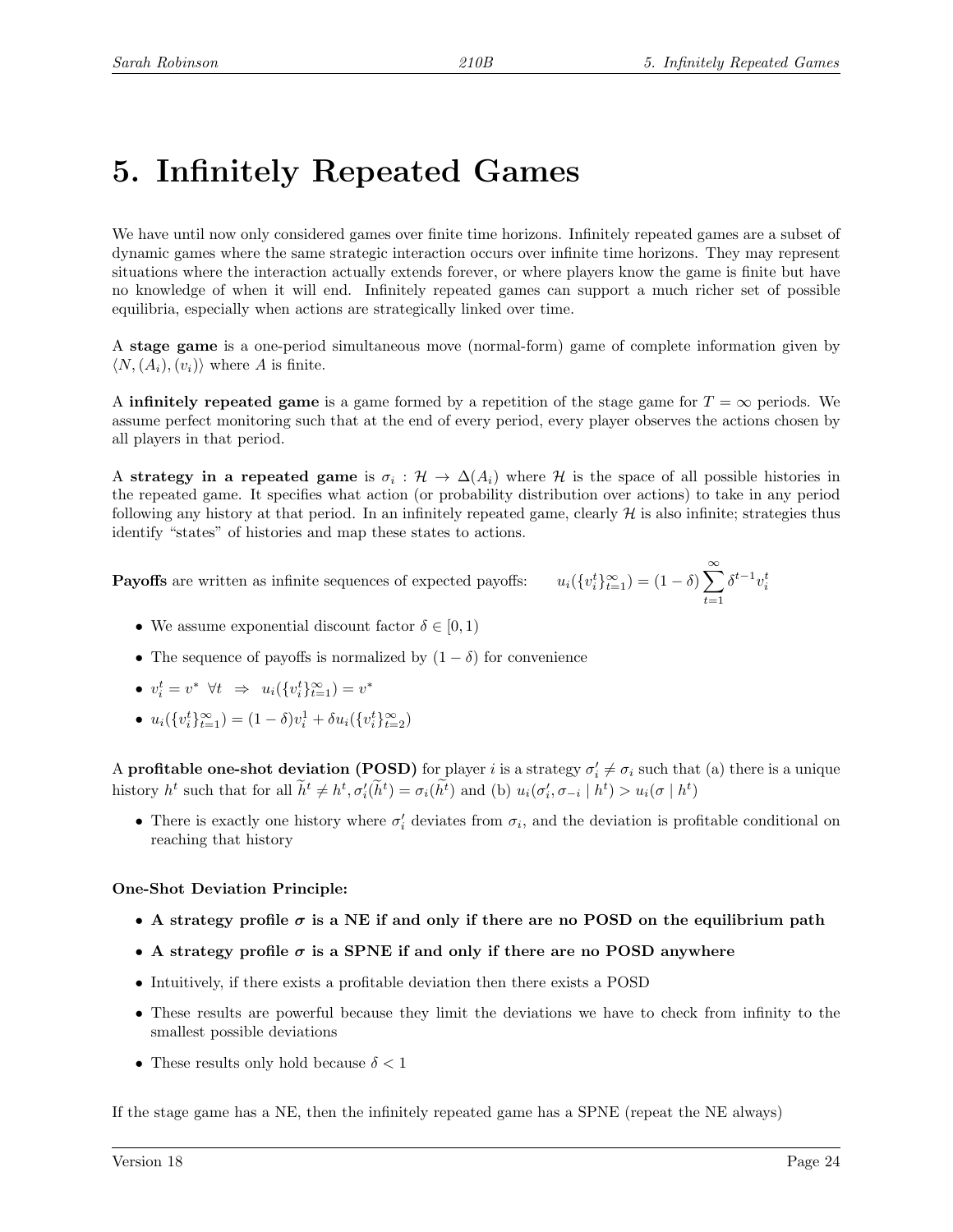# 5. Infinitely Repeated Games

We have until now only considered games over finite time horizons. Infinitely repeated games are a subset of dynamic games where the same strategic interaction occurs over infinite time horizons. They may represent situations where the interaction actually extends forever, or where players know the game is finite but have no knowledge of when it will end. Infinitely repeated games can support a much richer set of possible equilibria, especially when actions are strategically linked over time.

A **stage game** is a one-period simultaneous move (normal-form) game of complete information given by $\langle N, (A_i), (v_i) \rangle$ where $A$ is finite.

A **infinitely repeated game** is a game formed by a repetition of the stage game for $T = \infty$ periods. We assume perfect monitoring such that at the end of every period, every player observes the actions chosen by all players in that period.

A **strategy in a repeated game** is $\sigma_i : \mathcal{H} \to \Delta(A_i)$ where $\mathcal{H}$ is the space of all possible histories in the repeated game. It specifies what action (or probability distribution over actions) to take in any period following any history at that period. In an infinitely repeated game, clearly $\mathcal{H}$ is also infinite; strategies thus identify "states" of histories and map these states to actions.

**Payoffs** are written as infinite sequences of expected payoffs: $\quad u_i(\{v_i^t\}_{t=1}^{\infty}) = (1-\delta) \sum_{t=1}^{\infty} \delta^{t-1} v_i^t$

- We assume exponential discount factor $\delta \in [0, 1)$
- The sequence of payoffs is normalized by $(1 - \delta)$ for convenience
- $v_i^t = v^* \;\; \forall t \;\; \Rightarrow \;\; u_i(\{v_i^t\}_{t=1}^{\infty}) = v^*$
- $u_i(\{v_i^t\}_{t=1}^{\infty}) = (1-\delta)v_i^1 + \delta u_i(\{v_i^t\}_{t=2}^{\infty})$

A **profitable one-shot deviation (POSD)** for player $i$ is a strategy $\sigma_i' \neq \sigma_i$ such that (a) there is a unique history $h^t$ such that for all $\widetilde{h}^t \neq h^t, \sigma_i'(\widetilde{h}^t) = \sigma_i(\widetilde{h}^t)$ and (b) $u_i(\sigma_i', \sigma_{-i} \mid h^t) > u_i(\sigma \mid h^t)$

- There is exactly one history where $\sigma_i'$ deviates from $\sigma_i$, and the deviation is profitable conditional on reaching that history

**One-Shot Deviation Principle:**

- **A strategy profile $\sigma$ is a NE if and only if there are no POSD on the equilibrium path**
- **A strategy profile $\sigma$ is a SPNE if and only if there are no POSD anywhere**
- Intuitively, if there exists a profitable deviation then there exists a POSD
- These results are powerful because they limit the deviations we have to check from infinity to the smallest possible deviations
- These results only hold because $\delta < 1$

If the stage game has a NE, then the infinitely repeated game has a SPNE (repeat the NE always)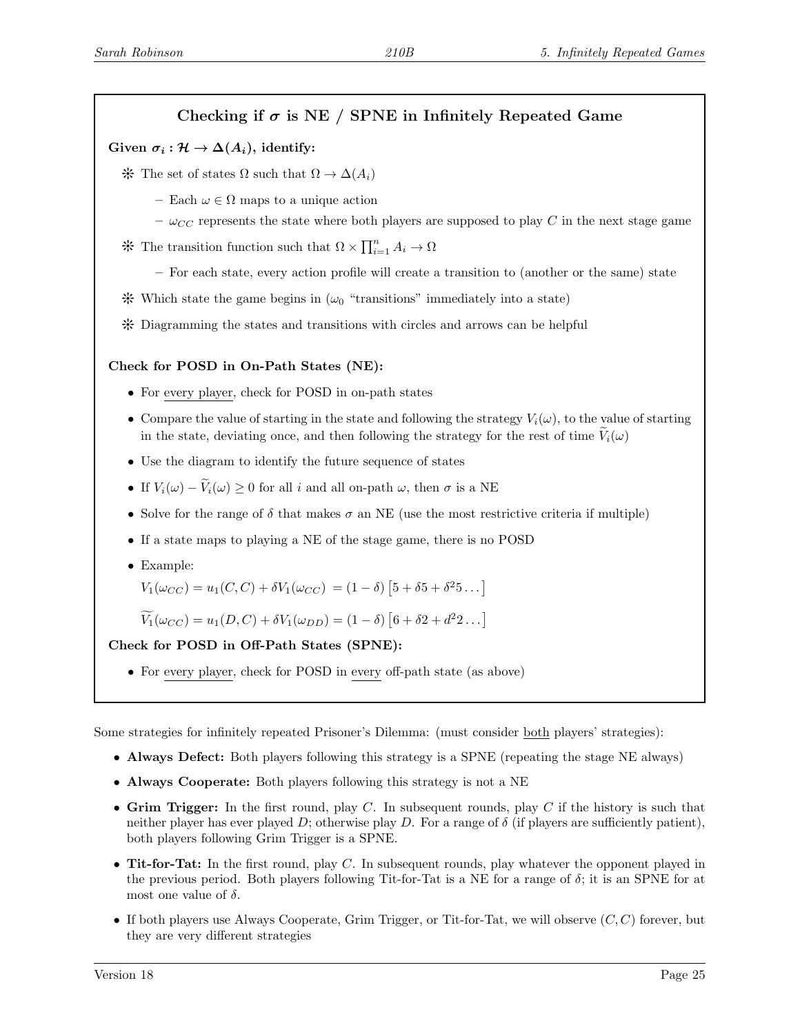### Checking if $\boldsymbol{\sigma}$ is NE / SPNE in Infinitely Repeated Game

**Given $\boldsymbol{\sigma_i : \mathcal{H} \to \Delta(A_i)}$, identify:**

- ❊ The set of states $\Omega$ such that $\Omega \to \Delta(A_i)$
  - Each $\omega \in \Omega$ maps to a unique action
  - $\omega_{CC}$ represents the state where both players are supposed to play $C$ in the next stage game
- ❊ The transition function such that $\Omega \times \prod_{i=1}^{n} A_i \to \Omega$
  - For each state, every action profile will create a transition to (another or the same) state
- ❊ Which state the game begins in ($\omega_0$ "transitions" immediately into a state)
- ❊ Diagramming the states and transitions with circles and arrows can be helpful

**Check for POSD in On-Path States (NE):**

- For every player, check for POSD in on-path states
- Compare the value of starting in the state and following the strategy $V_i(\omega)$, to the value of starting in the state, deviating once, and then following the strategy for the rest of time $\widetilde{V}_i(\omega)$
- Use the diagram to identify the future sequence of states
- If $V_i(\omega) - \widetilde{V}_i(\omega) \geq 0$ for all $i$ and all on-path $\omega$, then $\sigma$ is a NE
- Solve for the range of $\delta$ that makes $\sigma$ an NE (use the most restrictive criteria if multiple)
- If a state maps to playing a NE of the stage game, there is no POSD
- Example:

  $V_1(\omega_{CC}) = u_1(C,C) + \delta V_1(\omega_{CC}) \ = (1-\delta)\left[5 + \delta 5 + \delta^2 5 \ldots\right]$

  $\widetilde{V_1}(\omega_{CC}) = u_1(D,C) + \delta V_1(\omega_{DD}) = (1-\delta)\left[6 + \delta 2 + d^2 2 \ldots\right]$

**Check for POSD in Off-Path States (SPNE):**

- For every player, check for POSD in every off-path state (as above)

Some strategies for infinitely repeated Prisoner's Dilemma: (must consider both players' strategies):

- **Always Defect:** Both players following this strategy is a SPNE (repeating the stage NE always)
- **Always Cooperate:** Both players following this strategy is not a NE
- **Grim Trigger:** In the first round, play $C$. In subsequent rounds, play $C$ if the history is such that neither player has ever played $D$; otherwise play $D$. For a range of $\delta$ (if players are sufficiently patient), both players following Grim Trigger is a SPNE.
- **Tit-for-Tat:** In the first round, play $C$. In subsequent rounds, play whatever the opponent played in the previous period. Both players following Tit-for-Tat is a NE for a range of $\delta$; it is an SPNE for at most one value of $\delta$.
- If both players use Always Cooperate, Grim Trigger, or Tit-for-Tat, we will observe $(C,C)$ forever, but they are very different strategies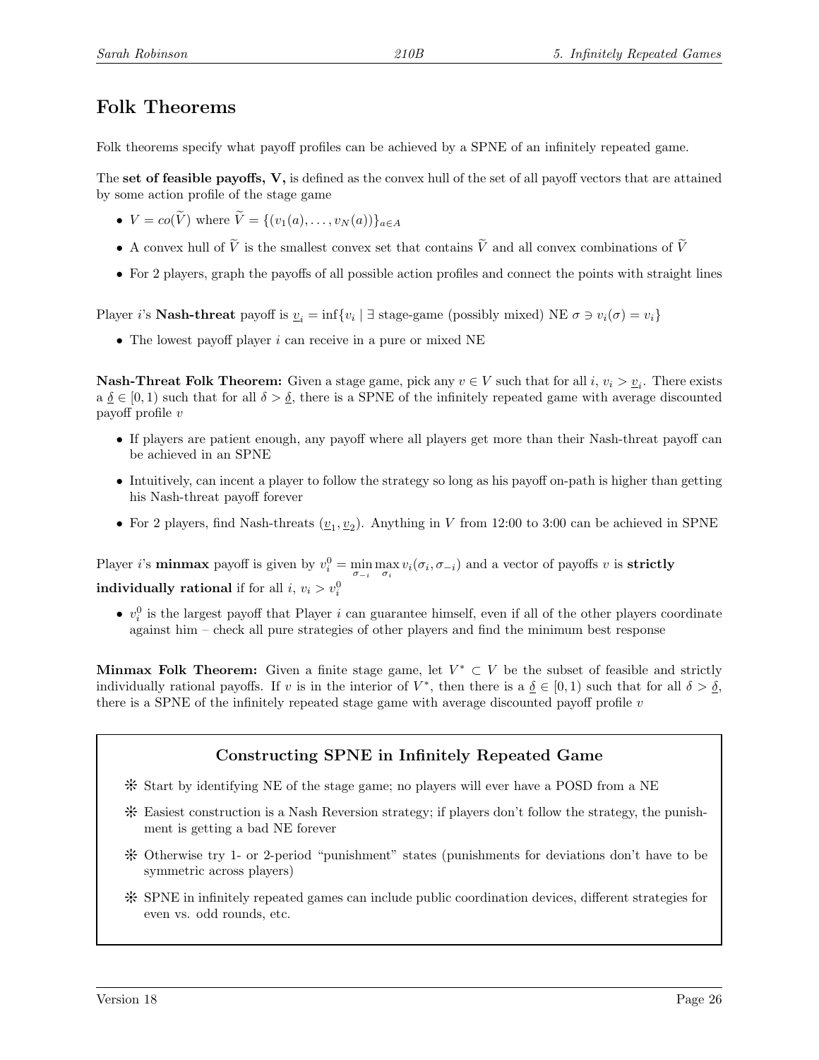## Folk Theorems

Folk theorems specify what payoff profiles can be achieved by a SPNE of an infinitely repeated game.

The **set of feasible payoffs, V,** is defined as the convex hull of the set of all payoff vectors that are attained by some action profile of the stage game

- $V = co(\widetilde{V})$ where $\widetilde{V} = \{(v_1(a), \ldots, v_N(a))\}_{a \in A}$
- A convex hull of $\widetilde{V}$ is the smallest convex set that contains $\widetilde{V}$ and all convex combinations of $\widetilde{V}$
- For 2 players, graph the payoffs of all possible action profiles and connect the points with straight lines

Player $i$'s **Nash-threat** payoff is $\underline{v}_i = \inf\{v_i \mid \exists \text{ stage-game (possibly mixed) NE } \sigma \ni v_i(\sigma) = v_i\}$

- The lowest payoff player $i$ can receive in a pure or mixed NE

**Nash-Threat Folk Theorem:** Given a stage game, pick any $v \in V$ such that for all $i$, $v_i > \underline{v}_i$. There exists a $\underline{\delta} \in [0, 1)$ such that for all $\delta > \underline{\delta}$, there is a SPNE of the infinitely repeated game with average discounted payoff profile $v$

- If players are patient enough, any payoff where all players get more than their Nash-threat payoff can be achieved in an SPNE
- Intuitively, can incent a player to follow the strategy so long as his payoff on-path is higher than getting his Nash-threat payoff forever
- For 2 players, find Nash-threats $(\underline{v}_1, \underline{v}_2)$. Anything in $V$ from 12:00 to 3:00 can be achieved in SPNE

Player $i$'s **minmax** payoff is given by $v_i^0 = \min_{\sigma_{-i}} \max_{\sigma_i} v_i(\sigma_i, \sigma_{-i})$ and a vector of payoffs $v$ is **strictly individually rational** if for all $i$, $v_i > v_i^0$

- $v_i^0$ is the largest payoff that Player $i$ can guarantee himself, even if all of the other players coordinate against him – check all pure strategies of other players and find the minimum best response

**Minmax Folk Theorem:** Given a finite stage game, let $V^* \subset V$ be the subset of feasible and strictly individually rational payoffs. If $v$ is in the interior of $V^*$, then there is a $\underline{\delta} \in [0, 1)$ such that for all $\delta > \underline{\delta}$, there is a SPNE of the infinitely repeated stage game with average discounted payoff profile $v$

### Constructing SPNE in Infinitely Repeated Game

- ❊ Start by identifying NE of the stage game; no players will ever have a POSD from a NE
- ❊ Easiest construction is a Nash Reversion strategy; if players don't follow the strategy, the punishment is getting a bad NE forever
- ❊ Otherwise try 1- or 2-period "punishment" states (punishments for deviations don't have to be symmetric across players)
- ❊ SPNE in infinitely repeated games can include public coordination devices, different strategies for even vs. odd rounds, etc.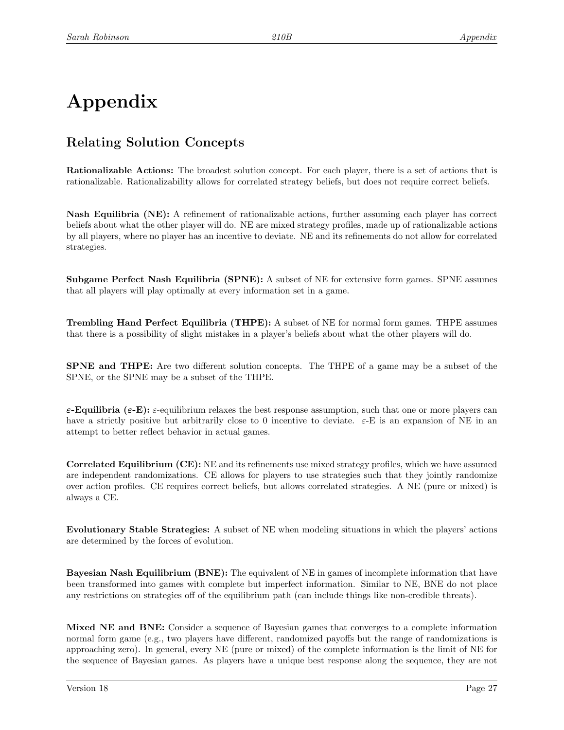# Appendix

## Relating Solution Concepts

**Rationalizable Actions:** The broadest solution concept. For each player, there is a set of actions that is rationalizable. Rationalizability allows for correlated strategy beliefs, but does not require correct beliefs.

**Nash Equilibria (NE):** A refinement of rationalizable actions, further assuming each player has correct beliefs about what the other player will do. NE are mixed strategy profiles, made up of rationalizable actions by all players, where no player has an incentive to deviate. NE and its refinements do not allow for correlated strategies.

**Subgame Perfect Nash Equilibria (SPNE):** A subset of NE for extensive form games. SPNE assumes that all players will play optimally at every information set in a game.

**Trembling Hand Perfect Equilibria (THPE):** A subset of NE for normal form games. THPE assumes that there is a possibility of slight mistakes in a player's beliefs about what the other players will do.

**SPNE and THPE:** Are two different solution concepts. The THPE of a game may be a subset of the SPNE, or the SPNE may be a subset of the THPE.

**$\varepsilon$-Equilibria ($\varepsilon$-E):** $\varepsilon$-equilibrium relaxes the best response assumption, such that one or more players can have a strictly positive but arbitrarily close to 0 incentive to deviate. $\varepsilon$-E is an expansion of NE in an attempt to better reflect behavior in actual games.

**Correlated Equilibrium (CE):** NE and its refinements use mixed strategy profiles, which we have assumed are independent randomizations. CE allows for players to use strategies such that they jointly randomize over action profiles. CE requires correct beliefs, but allows correlated strategies. A NE (pure or mixed) is always a CE.

**Evolutionary Stable Strategies:** A subset of NE when modeling situations in which the players' actions are determined by the forces of evolution.

**Bayesian Nash Equilibrium (BNE):** The equivalent of NE in games of incomplete information that have been transformed into games with complete but imperfect information. Similar to NE, BNE do not place any restrictions on strategies off of the equilibrium path (can include things like non-credible threats).

**Mixed NE and BNE:** Consider a sequence of Bayesian games that converges to a complete information normal form game (e.g., two players have different, randomized payoffs but the range of randomizations is approaching zero). In general, every NE (pure or mixed) of the complete information is the limit of NE for the sequence of Bayesian games. As players have a unique best response along the sequence, they are not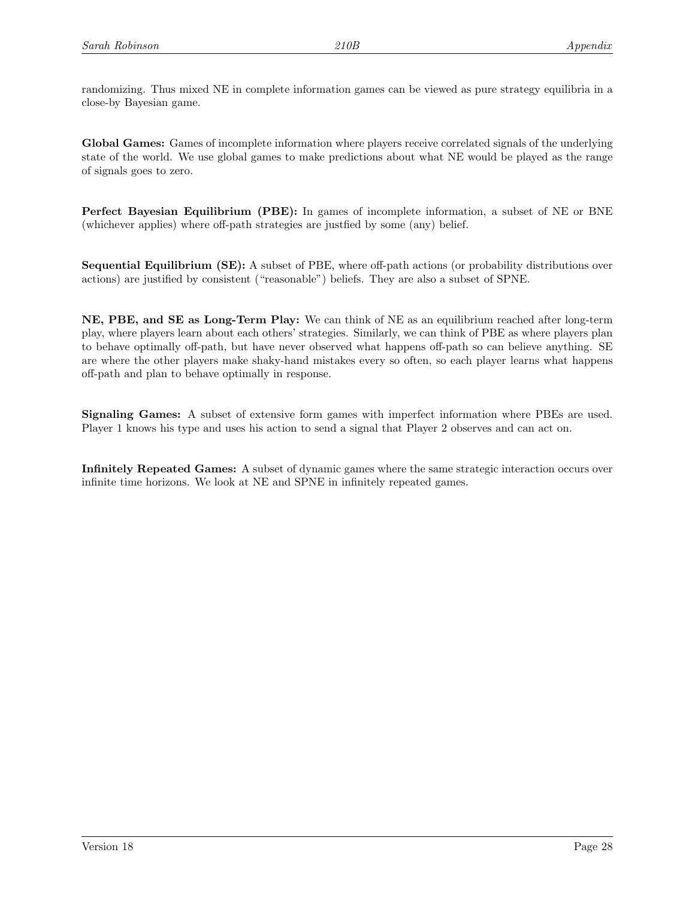randomizing. Thus mixed NE in complete information games can be viewed as pure strategy equilibria in a close-by Bayesian game.

**Global Games:** Games of incomplete information where players receive correlated signals of the underlying state of the world. We use global games to make predictions about what NE would be played as the range of signals goes to zero.

**Perfect Bayesian Equilibrium (PBE):** In games of incomplete information, a subset of NE or BNE (whichever applies) where off-path strategies are justfied by some (any) belief.

**Sequential Equilibrium (SE):** A subset of PBE, where off-path actions (or probability distributions over actions) are justified by consistent ("reasonable") beliefs. They are also a subset of SPNE.

**NE, PBE, and SE as Long-Term Play:** We can think of NE as an equilibrium reached after long-term play, where players learn about each others' strategies. Similarly, we can think of PBE as where players plan to behave optimally off-path, but have never observed what happens off-path so can believe anything. SE are where the other players make shaky-hand mistakes every so often, so each player learns what happens off-path and plan to behave optimally in response.

**Signaling Games:** A subset of extensive form games with imperfect information where PBEs are used. Player 1 knows his type and uses his action to send a signal that Player 2 observes and can act on.

**Infinitely Repeated Games:** A subset of dynamic games where the same strategic interaction occurs over infinite time horizons. We look at NE and SPNE in infinitely repeated games.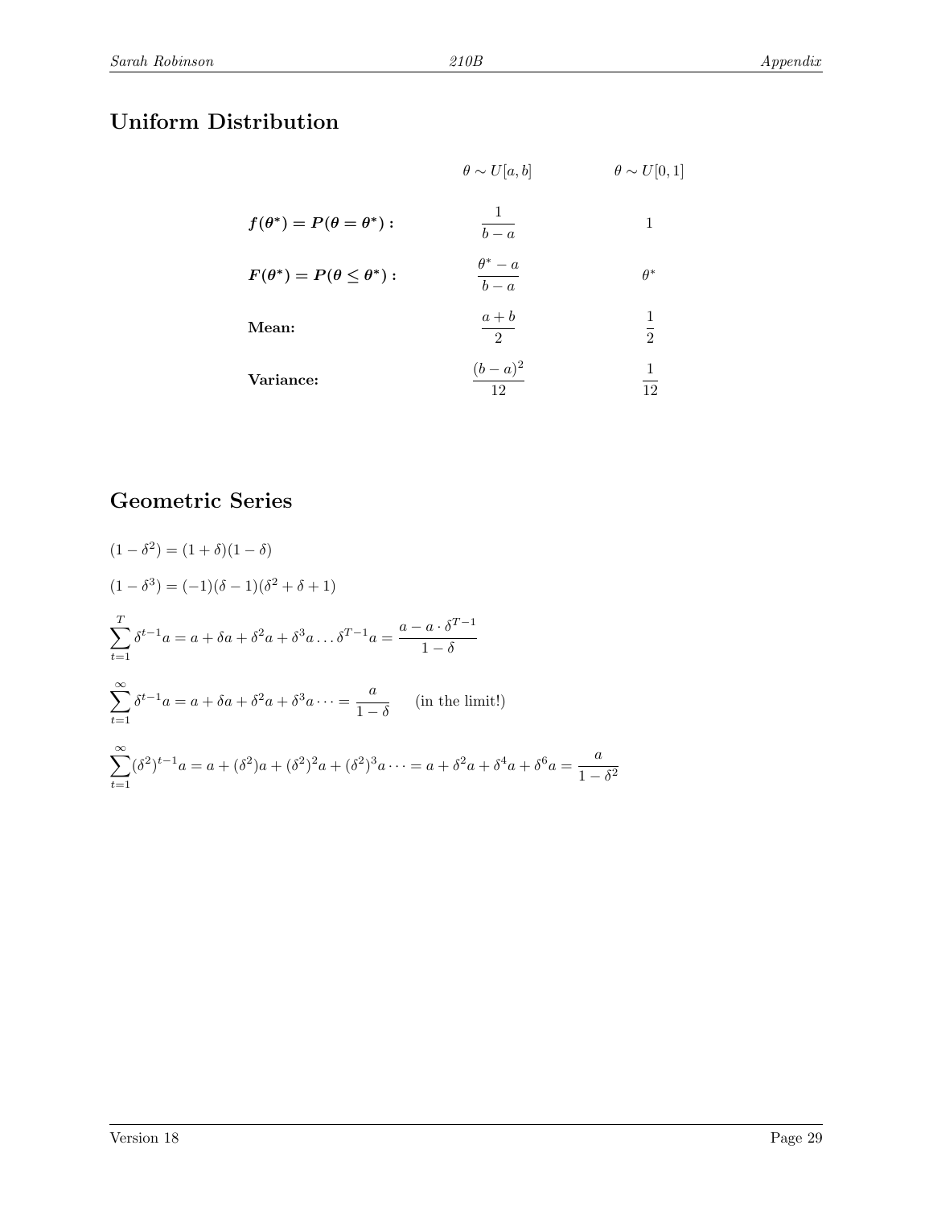## Uniform Distribution

| | $\theta \sim U[a,b]$ | $\theta \sim U[0,1]$ |
|---|---|---|
| $\boldsymbol{f(\theta^*) = P(\theta = \theta^*)}$ **:** | $\dfrac{1}{b-a}$ | $1$ |
| $\boldsymbol{F(\theta^*) = P(\theta \leq \theta^*)}$ **:** | $\dfrac{\theta^* - a}{b-a}$ | $\theta^*$ |
| **Mean:** | $\dfrac{a+b}{2}$ | $\dfrac{1}{2}$ |
| **Variance:** | $\dfrac{(b-a)^2}{12}$ | $\dfrac{1}{12}$ |

## Geometric Series

$(1 - \delta^2) = (1 + \delta)(1 - \delta)$

$(1 - \delta^3) = (-1)(\delta - 1)(\delta^2 + \delta + 1)$

$$\sum_{t=1}^{T} \delta^{t-1} a = a + \delta a + \delta^2 a + \delta^3 a \ldots \delta^{T-1} a = \frac{a - a \cdot \delta^{T-1}}{1 - \delta}$$

$$\sum_{t=1}^{\infty} \delta^{t-1} a = a + \delta a + \delta^2 a + \delta^3 a \cdots = \frac{a}{1 - \delta} \qquad \text{(in the limit!)}$$

$$\sum_{t=1}^{\infty} (\delta^2)^{t-1} a = a + (\delta^2) a + (\delta^2)^2 a + (\delta^2)^3 a \cdots = a + \delta^2 a + \delta^4 a + \delta^6 a = \frac{a}{1 - \delta^2}$$